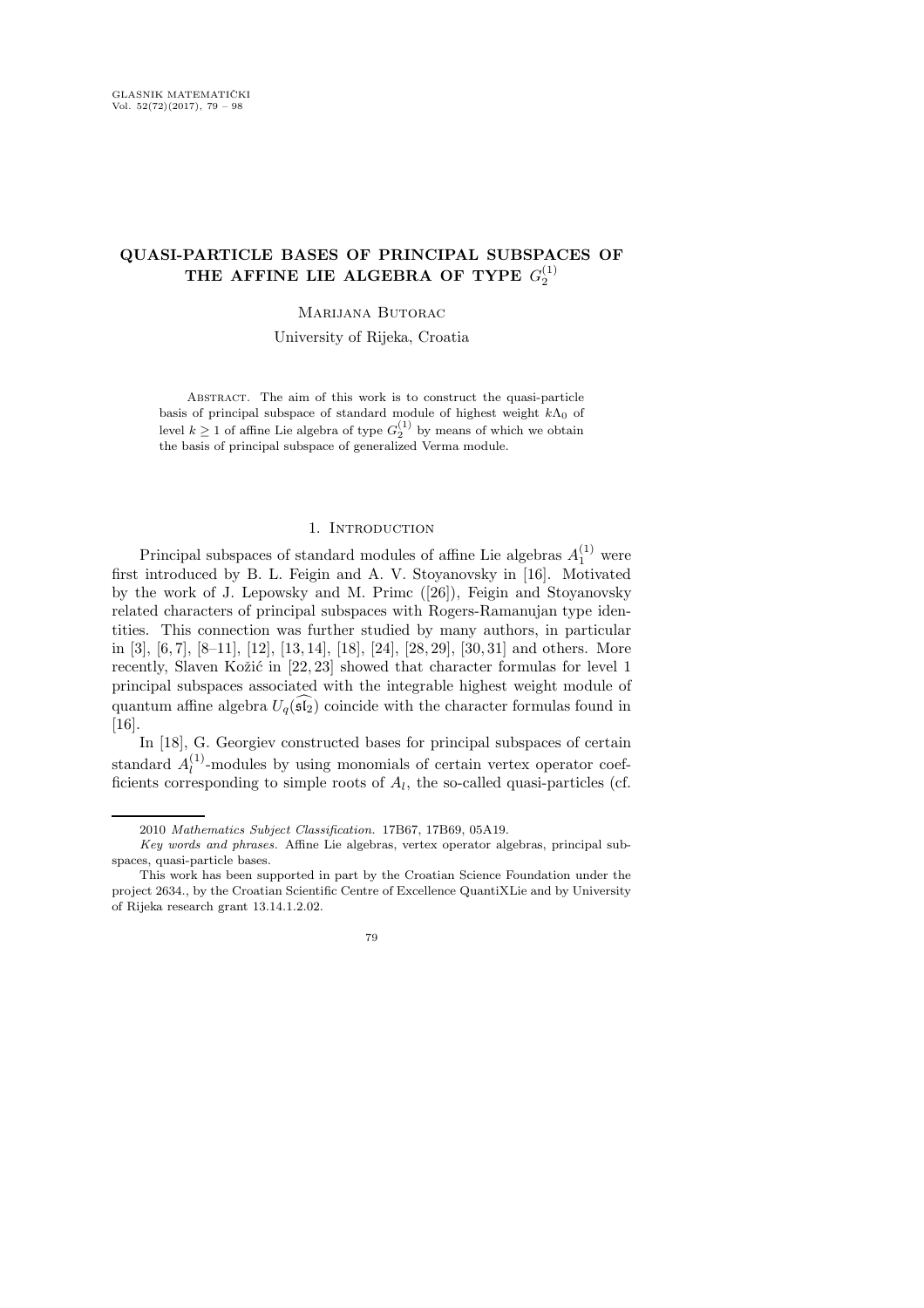# QUASI-PARTICLE BASES OF PRINCIPAL SUBSPACES OF THE AFFINE LIE ALGEBRA OF TYPE $G_2^{(1)}$

Marijana Butorac

University of Rijeka, Croatia

Abstract. The aim of this work is to construct the quasi-particle basis of principal subspace of standard module of highest weight $k\Lambda_0$ of level $k \geq 1$ of affine Lie algebra of type $G_2^{(1)}$ by means of which we obtain the basis of principal subspace of generalized Verma module.

## 1. Introduction

Principal subspaces of standard modules of affine Lie algebras $A_1^{(1)}$ were first introduced by B. L. Feigin and A. V. Stoyanovsky in [16]. Motivated by the work of J. Lepowsky and M. Primc ([26]), Feigin and Stoyanovsky related characters of principal subspaces with Rogers-Ramanujan type identities. This connection was further studied by many authors, in particular in [3], [6, 7], [8–11], [12], [13, 14], [18], [24], [28, 29], [30, 31] and others. More recently, Slaven Kožić in [22, 23] showed that character formulas for level 1 principal subspaces associated with the integrable highest weight module of quantum affine algebra $U_q(\widehat{\mathfrak{sl}}_2)$ coincide with the character formulas found in [16].

In [18], G. Georgiev constructed bases for principal subspaces of certain standard $A_l^{(1)}$-modules by using monomials of certain vertex operator coefficients corresponding to simple roots of $A_l$, the so-called quasi-particles (cf.

---

2010 *Mathematics Subject Classification.* 17B67, 17B69, 05A19.

*Key words and phrases.* Affine Lie algebras, vertex operator algebras, principal subspaces, quasi-particle bases.

This work has been supported in part by the Croatian Science Foundation under the project 2634., by the Croatian Scientific Centre of Excellence QuantiXLie and by University of Rijeka research grant 13.14.1.2.02.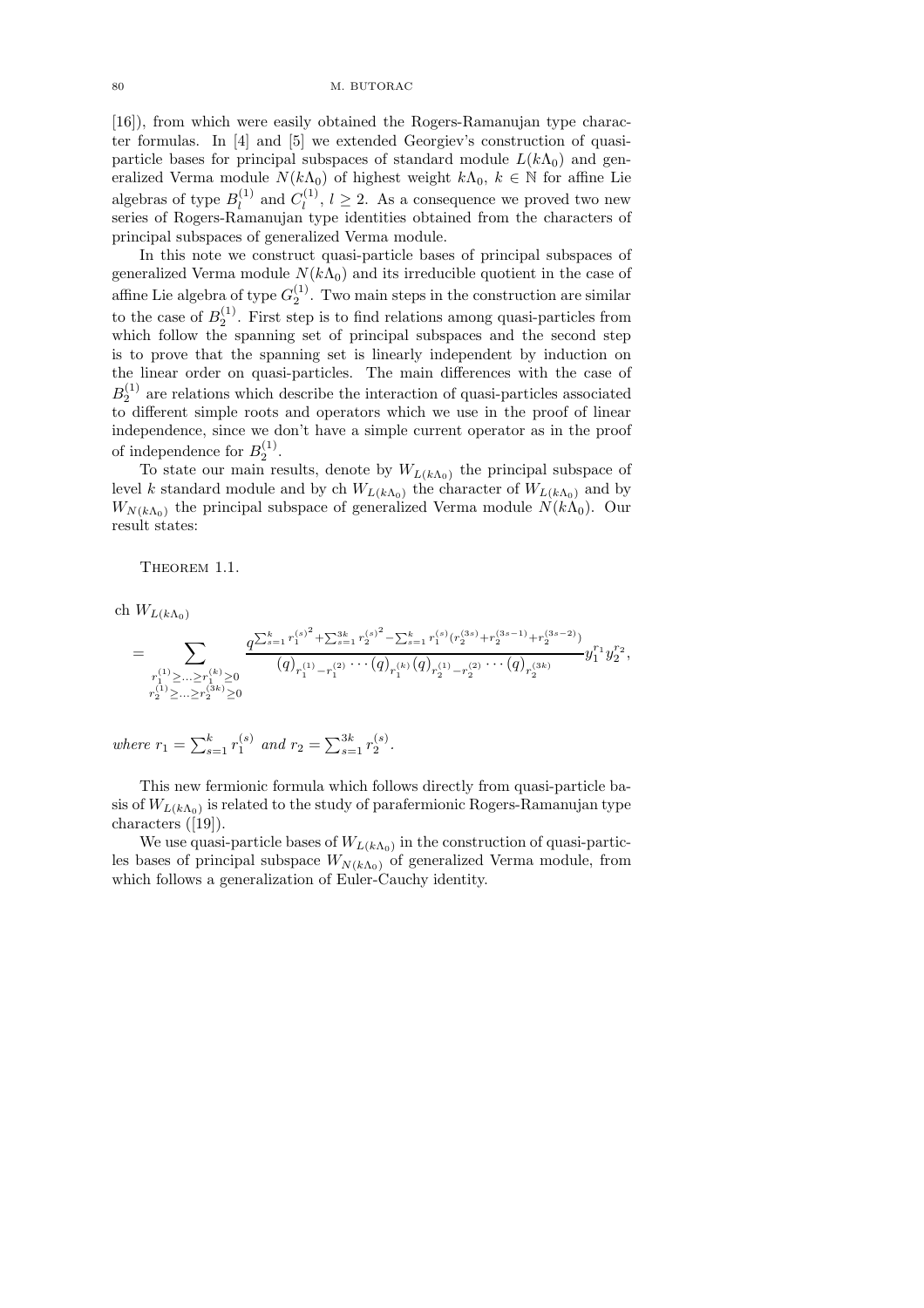[16]), from which were easily obtained the Rogers-Ramanujan type character formulas. In [4] and [5] we extended Georgiev's construction of quasi-particle bases for principal subspaces of standard module $L(k\Lambda_0)$ and generalized Verma module $N(k\Lambda_0)$ of highest weight $k\Lambda_0$, $k \in \mathbb{N}$ for affine Lie algebras of type $B_l^{(1)}$ and $C_l^{(1)}$, $l \geq 2$. As a consequence we proved two new series of Rogers-Ramanujan type identities obtained from the characters of principal subspaces of generalized Verma module.

In this note we construct quasi-particle bases of principal subspaces of generalized Verma module $N(k\Lambda_0)$ and its irreducible quotient in the case of affine Lie algebra of type $G_2^{(1)}$. Two main steps in the construction are similar to the case of $B_2^{(1)}$. First step is to find relations among quasi-particles from which follow the spanning set of principal subspaces and the second step is to prove that the spanning set is linearly independent by induction on the linear order on quasi-particles. The main differences with the case of $B_2^{(1)}$ are relations which describe the interaction of quasi-particles associated to different simple roots and operators which we use in the proof of linear independence, since we don't have a simple current operator as in the proof of independence for $B_2^{(1)}$.

To state our main results, denote by $W_{L(k\Lambda_0)}$ the principal subspace of level $k$ standard module and by ch $W_{L(k\Lambda_0)}$ the character of $W_{L(k\Lambda_0)}$ and by $W_{N(k\Lambda_0)}$ the principal subspace of generalized Verma module $N(k\Lambda_0)$. Our result states:

Theorem 1.1.

$$\text{ch } W_{L(k\Lambda_0)} = \sum_{\substack{r_1^{(1)} \geq \ldots \geq r_1^{(k)} \geq 0 \\ r_2^{(1)} \geq \ldots \geq r_2^{(3k)} \geq 0}} \frac{q^{\sum_{s=1}^{k} {r_1^{(s)}}^2 + \sum_{s=1}^{3k} {r_2^{(s)}}^2 - \sum_{s=1}^{k} r_1^{(s)}(r_2^{(3s)} + r_2^{(3s-1)} + r_2^{(3s-2)})}}{(q)_{r_1^{(1)} - r_1^{(2)}} \cdots (q)_{r_1^{(k)}} (q)_{r_2^{(1)} - r_2^{(2)}} \cdots (q)_{r_2^{(3k)}}} y_1^{r_1} y_2^{r_2},$$

*where* $r_1 = \sum_{s=1}^{k} r_1^{(s)}$ *and* $r_2 = \sum_{s=1}^{3k} r_2^{(s)}$.

This new fermionic formula which follows directly from quasi-particle basis of $W_{L(k\Lambda_0)}$ is related to the study of parafermionic Rogers-Ramanujan type characters ([19]).

We use quasi-particle bases of $W_{L(k\Lambda_0)}$ in the construction of quasi-particles bases of principal subspace $W_{N(k\Lambda_0)}$ of generalized Verma module, from which follows a generalization of Euler-Cauchy identity.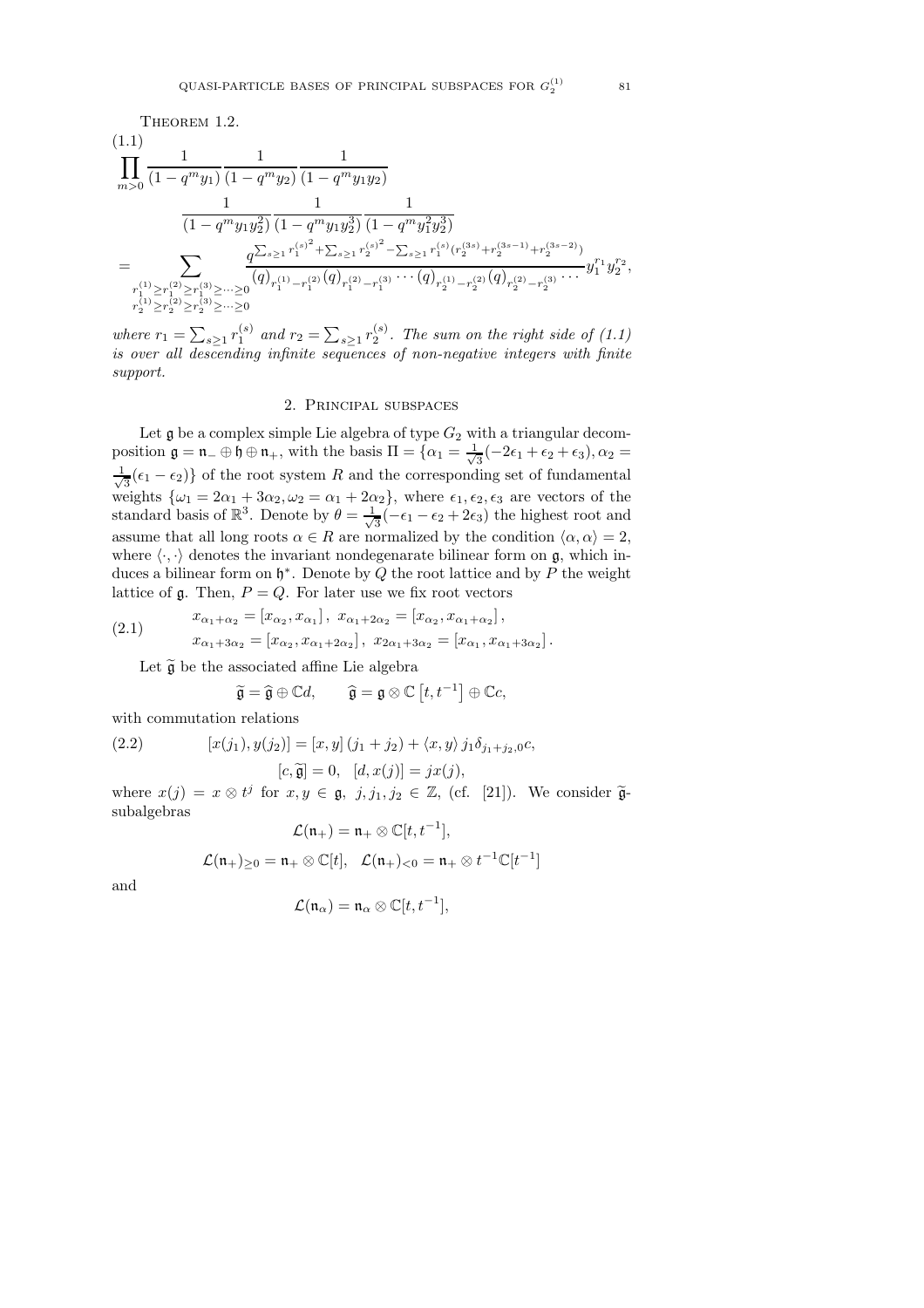Theorem 1.2.

$$
\begin{aligned}
(1.1)\quad &\prod_{m>0} \frac{1}{(1-q^m y_1)} \frac{1}{(1-q^m y_2)} \frac{1}{(1-q^m y_1 y_2)} \\
&\qquad \frac{1}{(1-q^m y_1 y_2^2)} \frac{1}{(1-q^m y_1 y_2^3)} \frac{1}{(1-q^m y_1^2 y_2^3)} \\
&= \sum_{\substack{r_1^{(1)} \geq r_1^{(2)} \geq r_1^{(3)} \geq \cdots \geq 0 \\ r_2^{(1)} \geq r_2^{(2)} \geq r_2^{(3)} \geq \cdots \geq 0}} \frac{q^{\sum_{s\geq 1} {r_1^{(s)}}^2 + \sum_{s \geq 1} {r_2^{(s)}}^2 - \sum_{s\geq 1} r_1^{(s)} (r_2^{(3s)} + r_2^{(3s-1)} + r_2^{(3s-2)})}}{(q)_{r_1^{(1)} - r_1^{(2)}} (q)_{r_1^{(2)} - r_1^{(3)}} \cdots (q)_{r_2^{(1)} - r_2^{(2)}} (q)_{r_2^{(2)} - r_2^{(3)}} \cdots} y_1^{r_1} y_2^{r_2},
\end{aligned}
$$

*where $r_1 = \sum_{s \geq 1} r_1^{(s)}$ and $r_2 = \sum_{s\geq 1} r_2^{(s)}$. The sum on the right side of (1.1) is over all descending infinite sequences of non-negative integers with finite support.*

## 2. Principal subspaces

Let $\mathfrak{g}$ be a complex simple Lie algebra of type $G_2$ with a triangular decomposition $\mathfrak{g} = \mathfrak{n}_- \oplus \mathfrak{h} \oplus \mathfrak{n}_+$, with the basis $\Pi = \{\alpha_1 = \frac{1}{\sqrt{3}}(-2\epsilon_1 + \epsilon_2 + \epsilon_3), \alpha_2 = \frac{1}{\sqrt{3}}(\epsilon_1 - \epsilon_2)\}$ of the root system $R$ and the corresponding set of fundamental weights $\{\omega_1 = 2\alpha_1 + 3\alpha_2, \omega_2 = \alpha_1 + 2\alpha_2\}$, where $\epsilon_1, \epsilon_2, \epsilon_3$ are vectors of the standard basis of $\mathbb{R}^3$. Denote by $\theta = \frac{1}{\sqrt{3}}(-\epsilon_1 - \epsilon_2 + 2\epsilon_3)$ the highest root and assume that all long roots $\alpha \in R$ are normalized by the condition $\langle \alpha, \alpha \rangle = 2$, where $\langle \cdot, \cdot \rangle$ denotes the invariant nondegenarate bilinear form on $\mathfrak{g}$, which induces a bilinear form on $\mathfrak{h}^*$. Denote by $Q$ the root lattice and by $P$ the weight lattice of $\mathfrak{g}$. Then, $P = Q$. For later use we fix root vectors

$$
\begin{aligned}
(2.1)\quad & x_{\alpha_1+\alpha_2} = [x_{\alpha_2}, x_{\alpha_1}], \; x_{\alpha_1+2\alpha_2} = [x_{\alpha_2}, x_{\alpha_1+\alpha_2}], \\
& x_{\alpha_1+3\alpha_2} = [x_{\alpha_2}, x_{\alpha_1+2\alpha_2}], \; x_{2\alpha_1+3\alpha_2} = [x_{\alpha_1}, x_{\alpha_1+3\alpha_2}].
\end{aligned}
$$

Let $\widetilde{\mathfrak{g}}$ be the associated affine Lie algebra

$$
\widetilde{\mathfrak{g}} = \widehat{\mathfrak{g}} \oplus \mathbb{C}d, \qquad \widehat{\mathfrak{g}} = \mathfrak{g} \otimes \mathbb{C}\left[t, t^{-1}\right] \oplus \mathbb{C}c,
$$

with commutation relations

$$
\begin{aligned}
(2.2)\quad & [x(j_1), y(j_2)] = [x,y]\,(j_1 + j_2) + \langle x, y \rangle\, j_1 \delta_{j_1+j_2,0}c, \\
& [c, \widetilde{\mathfrak{g}}] = 0, \quad [d, x(j)] = jx(j),
\end{aligned}
$$

where $x(j) = x \otimes t^j$ for $x, y \in \mathfrak{g}$, $j, j_1, j_2 \in \mathbb{Z}$, (cf. [21]). We consider $\widetilde{\mathfrak{g}}$-subalgebras

$$
\mathcal{L}(\mathfrak{n}_+) = \mathfrak{n}_+ \otimes \mathbb{C}[t, t^{-1}],
$$

$$
\mathcal{L}(\mathfrak{n}_+)_{\geq 0} = \mathfrak{n}_+ \otimes \mathbb{C}[t], \quad \mathcal{L}(\mathfrak{n}_+)_{<0} = \mathfrak{n}_+ \otimes t^{-1}\mathbb{C}[t^{-1}]
$$

and

$$
\mathcal{L}(\mathfrak{n}_\alpha) = \mathfrak{n}_\alpha \otimes \mathbb{C}[t, t^{-1}],
$$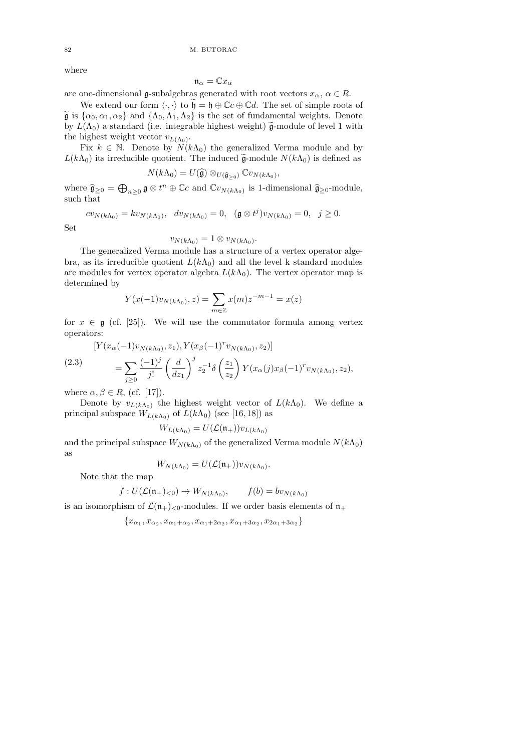where

$$\mathfrak{n}_\alpha = \mathbb{C}x_\alpha$$

are one-dimensional $\mathfrak{g}$-subalgebras generated with root vectors $x_\alpha$, $\alpha \in R$.

We extend our form $\langle \cdot, \cdot \rangle$ to $\widetilde{\mathfrak{h}} = \mathfrak{h} \oplus \mathbb{C}c \oplus \mathbb{C}d$. The set of simple roots of $\widetilde{\mathfrak{g}}$ is $\{\alpha_0, \alpha_1, \alpha_2\}$ and $\{\Lambda_0, \Lambda_1, \Lambda_2\}$ is the set of fundamental weights. Denote by $L(\Lambda_0)$ a standard (i.e. integrable highest weight) $\widetilde{\mathfrak{g}}$-module of level 1 with the highest weight vector $v_{L(\Lambda_0)}$.

Fix $k \in \mathbb{N}$. Denote by $N(k\Lambda_0)$ the generalized Verma module and by $L(k\Lambda_0)$ its irreducible quotient. The induced $\widetilde{\mathfrak{g}}$-module $N(k\Lambda_0)$ is defined as

$$N(k\Lambda_0) = U(\widehat{\mathfrak{g}}) \otimes_{U(\widehat{\mathfrak{g}}_{\geq 0})} \mathbb{C}v_{N(k\Lambda_0)},$$

where $\widehat{\mathfrak{g}}_{\geq 0} = \bigoplus_{n \geq 0} \mathfrak{g} \otimes t^n \oplus \mathbb{C}c$ and $\mathbb{C}v_{N(k\Lambda_0)}$ is 1-dimensional $\widehat{\mathfrak{g}}_{\geq 0}$-module, such that

$$cv_{N(k\Lambda_0)} = kv_{N(k\Lambda_0)}, \quad dv_{N(k\Lambda_0)} = 0, \quad (\mathfrak{g} \otimes t^j)v_{N(k\Lambda_0)} = 0, \quad j \geq 0.$$

Set

$$v_{N(k\Lambda_0)} = 1 \otimes v_{N(k\Lambda_0)}.$$

The generalized Verma module has a structure of a vertex operator algebra, as its irreducible quotient $L(k\Lambda_0)$ and all the level k standard modules are modules for vertex operator algebra $L(k\Lambda_0)$. The vertex operator map is determined by

$$Y(x(-1)v_{N(k\Lambda_0)}, z) = \sum_{m \in \mathbb{Z}} x(m) z^{-m-1} = x(z)$$

for $x \in \mathfrak{g}$ (cf. [25]). We will use the commutator formula among vertex operators:

$$\begin{aligned}
&[Y(x_\alpha(-1)v_{N(k\Lambda_0)}, z_1), Y(x_\beta(-1)^r v_{N(k\Lambda_0)}, z_2)] \\
&\qquad = \sum_{j \geq 0} \frac{(-1)^j}{j!} \left(\frac{d}{dz_1}\right)^j z_2^{-1} \delta\left(\frac{z_1}{z_2}\right) Y(x_\alpha(j) x_\beta(-1)^r v_{N(k\Lambda_0)}, z_2),
\end{aligned} \tag{2.3}$$

where $\alpha, \beta \in R$, (cf. [17]).

Denote by $v_{L(k\Lambda_0)}$ the highest weight vector of $L(k\Lambda_0)$. We define a principal subspace $W_{L(k\Lambda_0)}$ of $L(k\Lambda_0)$ (see [16, 18]) as

$$W_{L(k\Lambda_0)} = U(\mathcal{L}(\mathfrak{n}_+))v_{L(k\Lambda_0)}$$

and the principal subspace $W_{N(k\Lambda_0)}$ of the generalized Verma module $N(k\Lambda_0)$ as

$$W_{N(k\Lambda_0)} = U(\mathcal{L}(\mathfrak{n}_+))v_{N(k\Lambda_0)}.$$

Note that the map

$$f : U(\mathcal{L}(\mathfrak{n}_+)_{<0}) \to W_{N(k\Lambda_0)}, \qquad f(b) = bv_{N(k\Lambda_0)}$$

is an isomorphism of $\mathcal{L}(\mathfrak{n}_+)_{<0}$-modules. If we order basis elements of $\mathfrak{n}_+$

$$\{x_{\alpha_1}, x_{\alpha_2}, x_{\alpha_1+\alpha_2}, x_{\alpha_1+2\alpha_2}, x_{\alpha_1+3\alpha_2}, x_{2\alpha_1+3\alpha_2}\}$$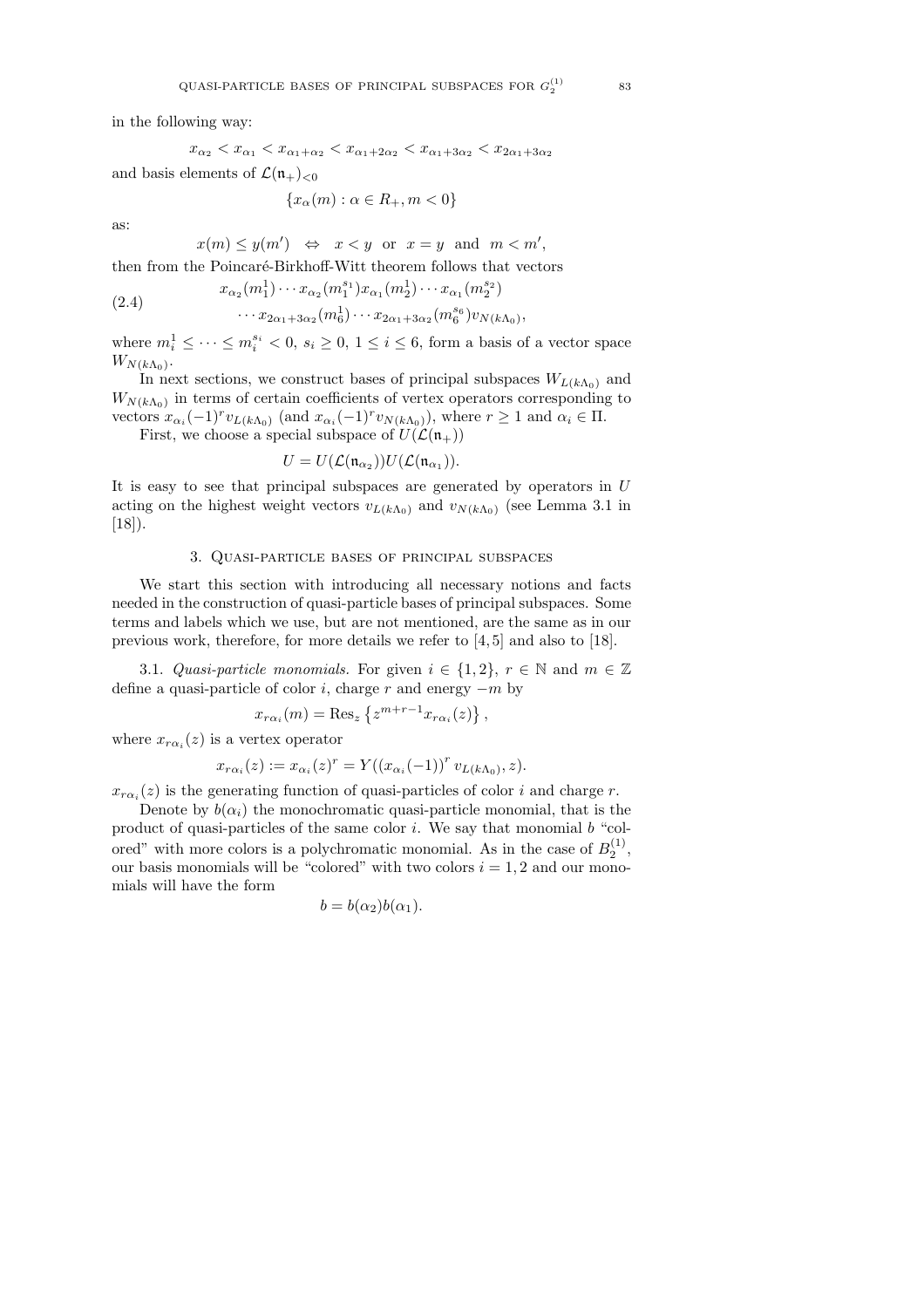in the following way:

$$x_{\alpha_2} < x_{\alpha_1} < x_{\alpha_1+\alpha_2} < x_{\alpha_1+2\alpha_2} < x_{\alpha_1+3\alpha_2} < x_{2\alpha_1+3\alpha_2}$$

and basis elements of $\mathcal{L}(\mathfrak{n}_+)_{<0}$

$$\{x_\alpha(m) : \alpha \in R_+, m < 0\}$$

as:

$$x(m) \leq y(m') \quad \Leftrightarrow \quad x < y \;\text{ or }\; x = y \;\text{ and }\; m < m',$$

then from the Poincaré-Birkhoff-Witt theorem follows that vectors

$$\begin{aligned} x_{\alpha_2}(m_1^1) \cdots x_{\alpha_2}(m_1^{s_1}) x_{\alpha_1}(m_2^1) \cdots x_{\alpha_1}(m_2^{s_2}) \\ \cdots x_{2\alpha_1+3\alpha_2}(m_6^1) \cdots x_{2\alpha_1+3\alpha_2}(m_6^{s_6}) v_{N(k\Lambda_0)}, \end{aligned} \tag{2.4}$$

where $m_i^1 \leq \cdots \leq m_i^{s_i} < 0$, $s_i \geq 0$, $1 \leq i \leq 6$, form a basis of a vector space $W_{N(k\Lambda_0)}$.

In next sections, we construct bases of principal subspaces $W_{L(k\Lambda_0)}$ and $W_{N(k\Lambda_0)}$ in terms of certain coefficients of vertex operators corresponding to vectors $x_{\alpha_i}(-1)^r v_{L(k\Lambda_0)}$ (and $x_{\alpha_i}(-1)^r v_{N(k\Lambda_0)}$), where $r \geq 1$ and $\alpha_i \in \Pi$.

First, we choose a special subspace of $U(\mathcal{L}(\mathfrak{n}_+))$

$$U = U(\mathcal{L}(\mathfrak{n}_{\alpha_2}))U(\mathcal{L}(\mathfrak{n}_{\alpha_1})).$$

It is easy to see that principal subspaces are generated by operators in $U$ acting on the highest weight vectors $v_{L(k\Lambda_0)}$ and $v_{N(k\Lambda_0)}$ (see Lemma 3.1 in [18]).

## 3. Quasi-particle bases of principal subspaces

We start this section with introducing all necessary notions and facts needed in the construction of quasi-particle bases of principal subspaces. Some terms and labels which we use, but are not mentioned, are the same as in our previous work, therefore, for more details we refer to [4,5] and also to [18].

3.1. *Quasi-particle monomials.* For given $i \in \{1, 2\}$, $r \in \mathbb{N}$ and $m \in \mathbb{Z}$ define a quasi-particle of color $i$, charge $r$ and energy $-m$ by

$$x_{r\alpha_i}(m) = \operatorname{Res}_z \left\{ z^{m+r-1} x_{r\alpha_i}(z) \right\},$$

where $x_{r\alpha_i}(z)$ is a vertex operator

$$x_{r\alpha_i}(z) := x_{\alpha_i}(z)^r = Y\left( \left(x_{\alpha_i}(-1)\right)^r v_{L(k\Lambda_0)}, z\right).$$

$x_{r\alpha_i}(z)$ is the generating function of quasi-particles of color $i$ and charge $r$.

Denote by $b(\alpha_i)$ the monochromatic quasi-particle monomial, that is the product of quasi-particles of the same color $i$. We say that monomial $b$ "colored" with more colors is a polychromatic monomial. As in the case of $B_2^{(1)}$, our basis monomials will be "colored" with two colors $i = 1, 2$ and our monomials will have the form

$$b = b(\alpha_2)b(\alpha_1).$$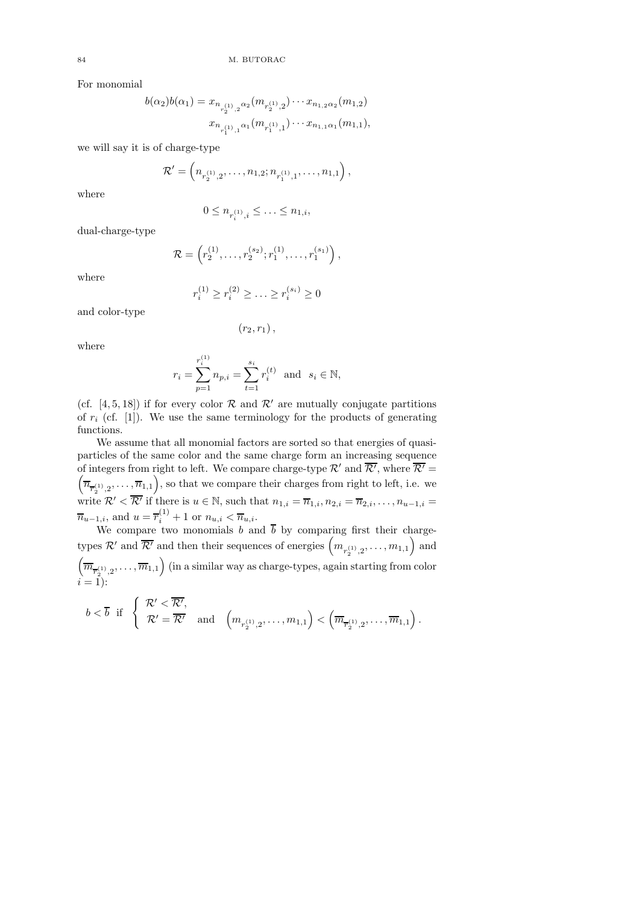For monomial

$$b(\alpha_2)b(\alpha_1) = x_{n_{r_2^{(1)},2}\alpha_2}(m_{r_2^{(1)},2})\cdots x_{n_{1,2}\alpha_2}(m_{1,2})$$
$$x_{n_{r_1^{(1)},1}\alpha_1}(m_{r_1^{(1)},1})\cdots x_{n_{1,1}\alpha_1}(m_{1,1}),$$

we will say it is of charge-type

$$\mathcal{R}' = \left(n_{r_2^{(1)},2}, \ldots, n_{1,2}; n_{r_1^{(1)},1}, \ldots, n_{1,1}\right),$$

where

$$0 \leq n_{r_i^{(1)},i} \leq \ldots \leq n_{1,i},$$

dual-charge-type

$$\mathcal{R} = \left(r_2^{(1)}, \ldots, r_2^{(s_2)}; r_1^{(1)}, \ldots, r_1^{(s_1)}\right),$$

where

$$r_i^{(1)} \geq r_i^{(2)} \geq \ldots \geq r_i^{(s_i)} \geq 0$$

and color-type

$$(r_2, r_1),$$

where

$$r_i = \sum_{p=1}^{r_i^{(1)}} n_{p,i} = \sum_{t=1}^{s_i} r_i^{(t)} \quad \text{and} \quad s_i \in \mathbb{N},$$

(cf. [4, 5, 18]) if for every color $\mathcal{R}$ and $\mathcal{R}'$ are mutually conjugate partitions of $r_i$ (cf. [1]). We use the same terminology for the products of generating functions.

We assume that all monomial factors are sorted so that energies of quasi-particles of the same color and the same charge form an increasing sequence of integers from right to left. We compare charge-type $\mathcal{R}'$ and $\overline{\mathcal{R}'}$, where $\overline{\mathcal{R}'} = \left(\overline{n}_{\overline{r}_2^{(1)},2}, \ldots, \overline{n}_{1,1}\right)$, so that we compare their charges from right to left, i.e. we write $\mathcal{R}' < \overline{\mathcal{R}'}$ if there is $u \in \mathbb{N}$, such that $n_{1,i} = \overline{n}_{1,i}, n_{2,i} = \overline{n}_{2,i}, \ldots, n_{u-1,i} = \overline{n}_{u-1,i}$, and $u = \overline{r}_i^{(1)} + 1$ or $n_{u,i} < \overline{n}_{u,i}$.

We compare two monomials $b$ and $\overline{b}$ by comparing first their charge-types $\mathcal{R}'$ and $\overline{\mathcal{R}'}$ and then their sequences of energies $\left(m_{r_2^{(1)},2}, \ldots, m_{1,1}\right)$ and $\left(\overline{m}_{\overline{r}_2^{(1)},2}, \ldots, \overline{m}_{1,1}\right)$ (in a similar way as charge-types, again starting from color $i = 1$):

$$b < \overline{b} \;\text{ if }\; \begin{cases} \mathcal{R}' < \overline{\mathcal{R}'}, \\ \mathcal{R}' = \overline{\mathcal{R}'} \quad \text{and} \quad \left(m_{r_2^{(1)},2}, \ldots, m_{1,1}\right) < \left(\overline{m}_{\overline{r}_2^{(1)},2}, \ldots, \overline{m}_{1,1}\right). \end{cases}$$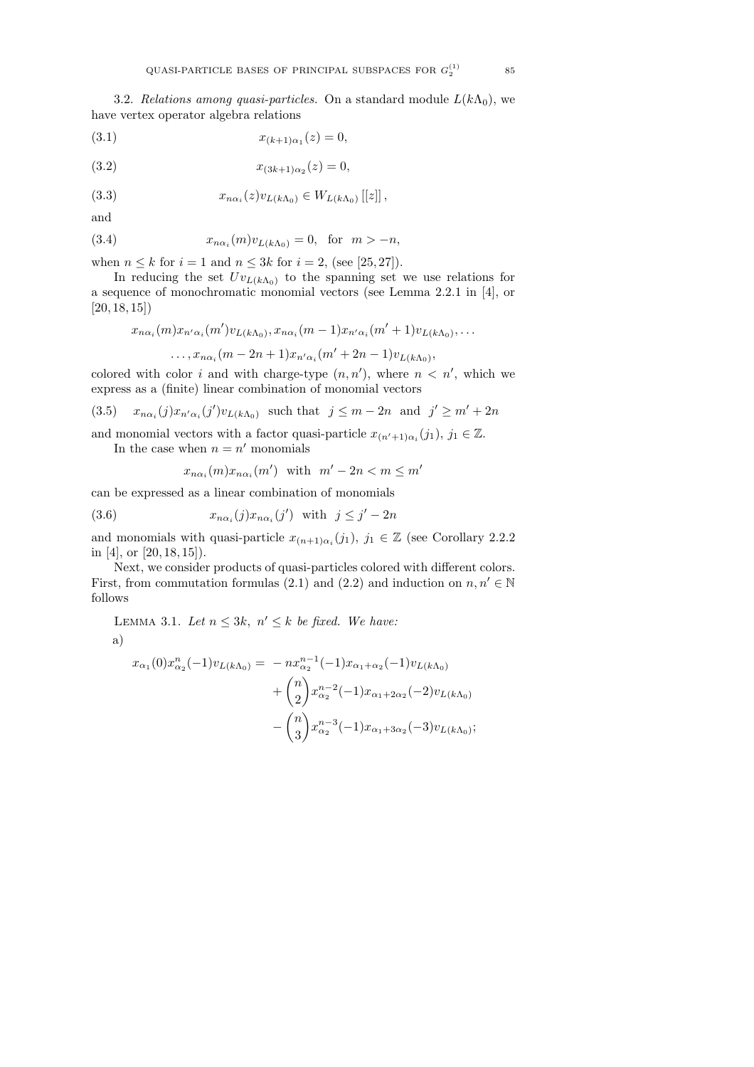3.2. *Relations among quasi-particles.* On a standard module $L(k\Lambda_0)$, we have vertex operator algebra relations

$$x_{(k+1)\alpha_1}(z) = 0, \tag{3.1}$$

$$x_{(3k+1)\alpha_2}(z) = 0, \tag{3.2}$$

$$x_{n\alpha_i}(z)v_{L(k\Lambda_0)} \in W_{L(k\Lambda_0)}\left[[z]\right], \tag{3.3}$$

and

$$x_{n\alpha_i}(m)v_{L(k\Lambda_0)} = 0, \quad \text{for} \quad m > -n, \tag{3.4}$$

when $n \leq k$ for $i = 1$ and $n \leq 3k$ for $i = 2$, (see [25,27]).

In reducing the set $Uv_{L(k\Lambda_0)}$ to the spanning set we use relations for a sequence of monochromatic monomial vectors (see Lemma 2.2.1 in [4], or [20,18,15])

$$x_{n\alpha_i}(m)x_{n'\alpha_i}(m')v_{L(k\Lambda_0)}, x_{n\alpha_i}(m-1)x_{n'\alpha_i}(m'+1)v_{L(k\Lambda_0)}, \dots$$
$$\dots, x_{n\alpha_i}(m-2n+1)x_{n'\alpha_i}(m'+2n-1)v_{L(k\Lambda_0)},$$

colored with color $i$ and with charge-type $(n, n')$, where $n < n'$, which we express as a (finite) linear combination of monomial vectors

$$x_{n\alpha_i}(j)x_{n'\alpha_i}(j')v_{L(k\Lambda_0)} \quad \text{such that} \quad j \leq m - 2n \quad \text{and} \quad j' \geq m' + 2n \tag{3.5}$$

and monomial vectors with a factor quasi-particle $x_{(n'+1)\alpha_i}(j_1)$, $j_1 \in \mathbb{Z}$.

In the case when $n = n'$ monomials

$$x_{n\alpha_i}(m)x_{n\alpha_i}(m') \quad \text{with} \quad m' - 2n < m \leq m'$$

can be expressed as a linear combination of monomials

$$x_{n\alpha_i}(j)x_{n\alpha_i}(j') \quad \text{with} \quad j \leq j' - 2n \tag{3.6}$$

and monomials with quasi-particle $x_{(n+1)\alpha_i}(j_1)$, $j_1 \in \mathbb{Z}$ (see Corollary 2.2.2 in [4], or [20,18,15]).

Next, we consider products of quasi-particles colored with different colors. First, from commutation formulas (2.1) and (2.2) and induction on $n, n' \in \mathbb{N}$ follows

LEMMA 3.1. *Let $n \leq 3k$, $n' \leq k$ be fixed. We have:*

a)

$$\begin{aligned}
x_{\alpha_1}(0)x_{\alpha_2}^n(-1)v_{L(k\Lambda_0)} = & -nx_{\alpha_2}^{n-1}(-1)x_{\alpha_1+\alpha_2}(-1)v_{L(k\Lambda_0)} \\
& + \binom{n}{2}x_{\alpha_2}^{n-2}(-1)x_{\alpha_1+2\alpha_2}(-2)v_{L(k\Lambda_0)} \\
& - \binom{n}{3}x_{\alpha_2}^{n-3}(-1)x_{\alpha_1+3\alpha_2}(-3)v_{L(k\Lambda_0)};
\end{aligned}$$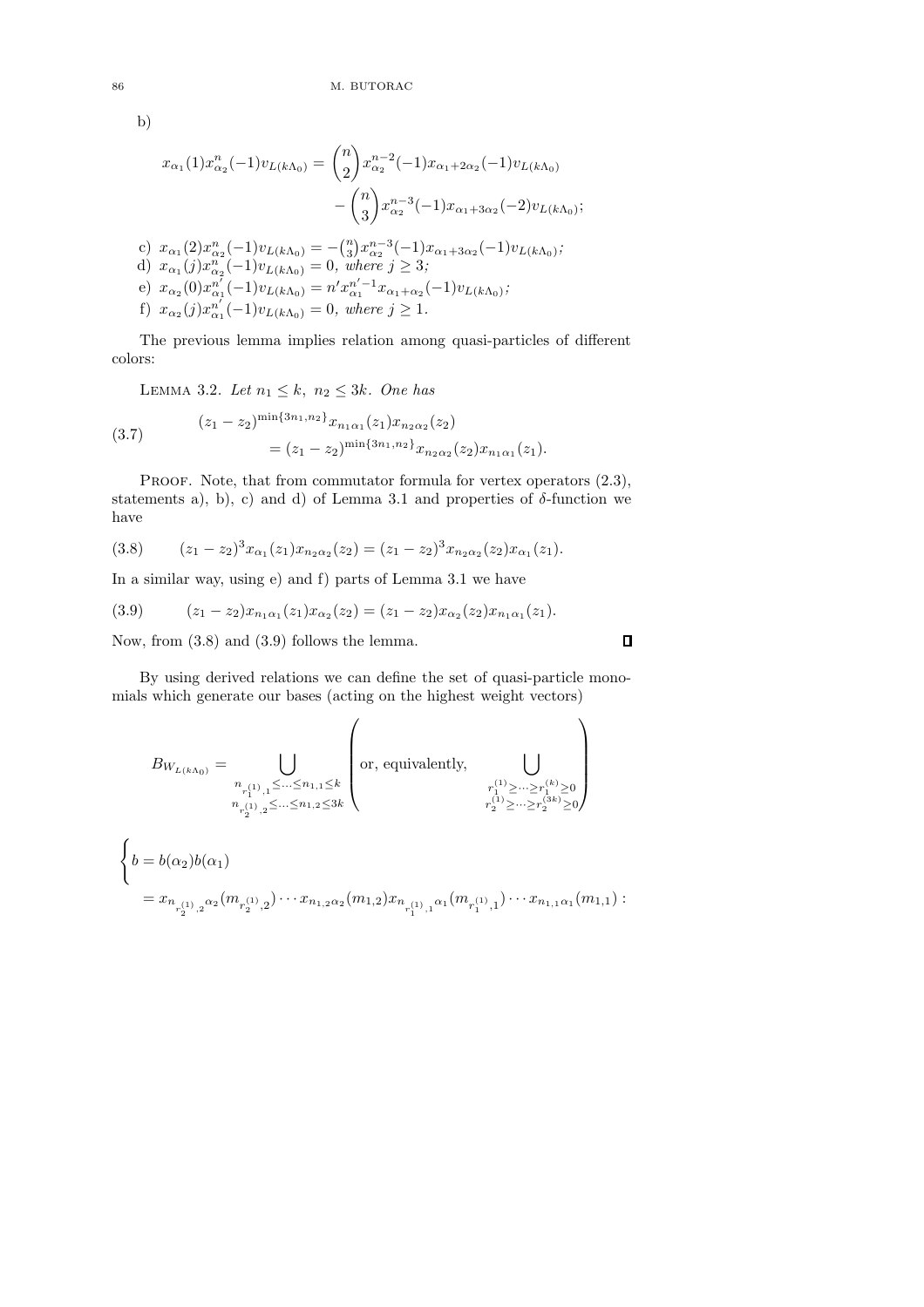b)

$$x_{\alpha_1}(1)x^n_{\alpha_2}(-1)v_{L(k\Lambda_0)} = \binom{n}{2} x^{n-2}_{\alpha_2}(-1)x_{\alpha_1+2\alpha_2}(-1)v_{L(k\Lambda_0)} - \binom{n}{3} x^{n-3}_{\alpha_2}(-1)x_{\alpha_1+3\alpha_2}(-2)v_{L(k\Lambda_0)};$$

c) $x_{\alpha_1}(2)x^n_{\alpha_2}(-1)v_{L(k\Lambda_0)} = -\binom{n}{3}x^{n-3}_{\alpha_2}(-1)x_{\alpha_1+3\alpha_2}(-1)v_{L(k\Lambda_0)}$;

d) $x_{\alpha_1}(j)x^n_{\alpha_2}(-1)v_{L(k\Lambda_0)} = 0$, *where* $j \geq 3$;

e) $x_{\alpha_2}(0)x^{n'}_{\alpha_1}(-1)v_{L(k\Lambda_0)} = n' x^{n'-1}_{\alpha_1}x_{\alpha_1+\alpha_2}(-1)v_{L(k\Lambda_0)}$;

f) $x_{\alpha_2}(j)x^{n'}_{\alpha_1}(-1)v_{L(k\Lambda_0)} = 0$, *where* $j \geq 1$.

The previous lemma implies relation among quasi-particles of different colors:

LEMMA 3.2. *Let* $n_1 \leq k,\ n_2 \leq 3k$. *One has*

$$(z_1 - z_2)^{\min\{3n_1, n_2\}} x_{n_1\alpha_1}(z_1)x_{n_2\alpha_2}(z_2) = (z_1 - z_2)^{\min\{3n_1, n_2\}} x_{n_2\alpha_2}(z_2)x_{n_1\alpha_1}(z_1). \tag{3.7}$$

PROOF. Note, that from commutator formula for vertex operators (2.3), statements a), b), c) and d) of Lemma 3.1 and properties of $\delta$-function we have

$$(z_1 - z_2)^3 x_{\alpha_1}(z_1)x_{n_2\alpha_2}(z_2) = (z_1 - z_2)^3 x_{n_2\alpha_2}(z_2)x_{\alpha_1}(z_1). \tag{3.8}$$

In a similar way, using e) and f) parts of Lemma 3.1 we have

$$(z_1 - z_2)x_{n_1\alpha_1}(z_1)x_{\alpha_2}(z_2) = (z_1 - z_2)x_{\alpha_2}(z_2)x_{n_1\alpha_1}(z_1). \tag{3.9}$$

Now, from (3.8) and (3.9) follows the lemma. □

By using derived relations we can define the set of quasi-particle monomials which generate our bases (acting on the highest weight vectors)

$$B_{W_{L(k\Lambda_0)}} = \bigcup_{\substack{n_{r_1^{(1)},1} \leq \cdots \leq n_{1,1} \leq k \\ n_{r_2^{(1)},2} \leq \cdots \leq n_{1,2} \leq 3k}} \left( \text{or, equivalently,} \bigcup_{\substack{r_1^{(1)} \geq \cdots \geq r_1^{(k)} \geq 0 \\ r_2^{(1)} \geq \cdots \geq r_2^{(3k)} \geq 0}} \right)$$

$$\Bigg\{ b = b(\alpha_2)b(\alpha_1) = x_{n_{r_2^{(1)},2}\alpha_2}(m_{r_2^{(1)},2}) \cdots x_{n_{1,2}\alpha_2}(m_{1,2}) x_{n_{r_1^{(1)},1}\alpha_1}(m_{r_1^{(1)},1}) \cdots x_{n_{1,1}\alpha_1}(m_{1,1}) :$$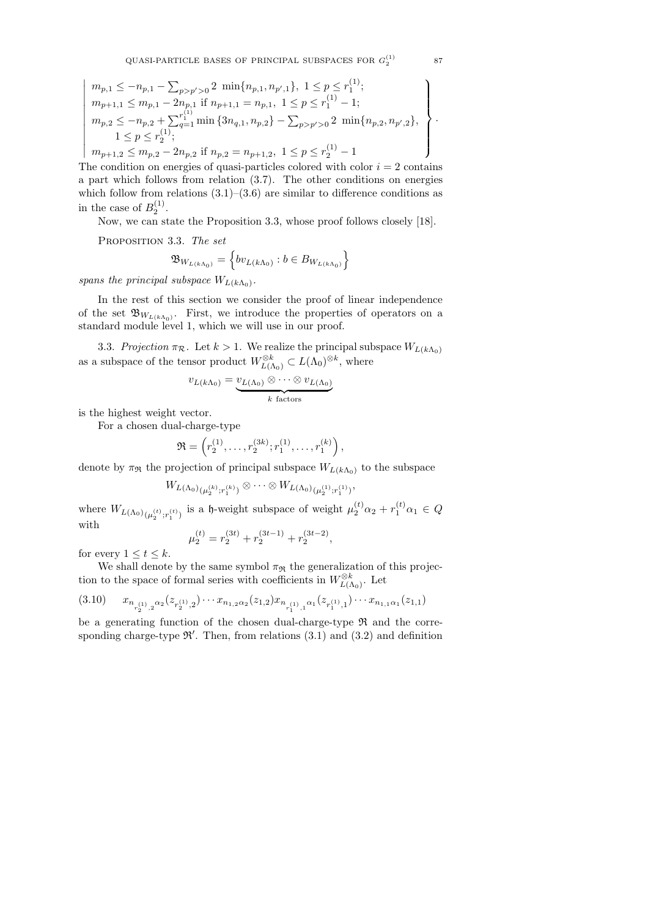$$\left|\begin{array}{l} m_{p,1} \leq -n_{p,1} - \sum_{p>p'>0} 2\ \min\{n_{p,1}, n_{p',1}\},\ 1 \leq p \leq r_1^{(1)}; \\ m_{p+1,1} \leq m_{p,1} - 2n_{p,1} \text{ if } n_{p+1,1} = n_{p,1},\ 1 \leq p \leq r_1^{(1)} - 1; \\ m_{p,2} \leq -n_{p,2} + \sum_{q=1}^{r_1^{(1)}} \min\{3n_{q,1}, n_{p,2}\} - \sum_{p>p'>0} 2\ \min\{n_{p,2}, n_{p',2}\}, \\ \quad 1 \leq p \leq r_2^{(1)}; \\ m_{p+1,2} \leq m_{p,2} - 2n_{p,2} \text{ if } n_{p,2} = n_{p+1,2},\ 1 \leq p \leq r_2^{(1)} - 1 \end{array}\right\} .$$

The condition on energies of quasi-particles colored with color $i = 2$ contains a part which follows from relation (3.7). The other conditions on energies which follow from relations (3.1)–(3.6) are similar to difference conditions as in the case of $B_2^{(1)}$.

Now, we can state the Proposition 3.3, whose proof follows closely [18].

PROPOSITION 3.3. *The set*

$$\mathfrak{B}_{W_{L(k\Lambda_0)}} = \left\{ bv_{L(k\Lambda_0)} : b \in B_{W_{L(k\Lambda_0)}} \right\}$$

*spans the principal subspace* $W_{L(k\Lambda_0)}$.

In the rest of this section we consider the proof of linear independence of the set $\mathfrak{B}_{W_{L(k\Lambda_0)}}$. First, we introduce the properties of operators on a standard module level 1, which we will use in our proof.

3.3. *Projection* $\pi_{\mathcal{R}}$. Let $k > 1$. We realize the principal subspace $W_{L(k\Lambda_0)}$ as a subspace of the tensor product $W_{L(\Lambda_0)}^{\otimes k} \subset L(\Lambda_0)^{\otimes k}$, where

$$v_{L(k\Lambda_0)} = \underbrace{v_{L(\Lambda_0)} \otimes \cdots \otimes v_{L(\Lambda_0)}}_{k \text{ factors}}$$

is the highest weight vector.

For a chosen dual-charge-type

$$\mathfrak{R} = \left( r_2^{(1)}, \ldots, r_2^{(3k)}; r_1^{(1)}, \ldots, r_1^{(k)} \right),$$

denote by $\pi_{\mathfrak{R}}$ the projection of principal subspace $W_{L(k\Lambda_0)}$ to the subspace

$$W_{L(\Lambda_0)_{(\mu_2^{(k)}; r_1^{(k)})}} \otimes \cdots \otimes W_{L(\Lambda_0)_{(\mu_2^{(1)}; r_1^{(1)})}},$$

where $W_{L(\Lambda_0)_{(\mu_2^{(t)}; r_1^{(t)})}}$ is a $\mathfrak{h}$-weight subspace of weight $\mu_2^{(t)} \alpha_2 + r_1^{(t)} \alpha_1 \in Q$ with

$$\mu_2^{(t)} = r_2^{(3t)} + r_2^{(3t-1)} + r_2^{(3t-2)},$$

for every $1 \leq t \leq k$.

We shall denote by the same symbol $\pi_{\mathfrak{R}}$ the generalization of this projection to the space of formal series with coefficients in $W_{L(\Lambda_0)}^{\otimes k}$. Let

$$x_{n_{r_2^{(1)},2}\alpha_2}(z_{r_2^{(1)},2}) \cdots x_{n_{1,2}\alpha_2}(z_{1,2}) x_{n_{r_1^{(1)},1}\alpha_1}(z_{r_1^{(1)},1}) \cdots x_{n_{1,1}\alpha_1}(z_{1,1}) \tag{3.10}$$

be a generating function of the chosen dual-charge-type $\mathfrak{R}$ and the corresponding charge-type $\mathfrak{R}'$. Then, from relations (3.1) and (3.2) and definition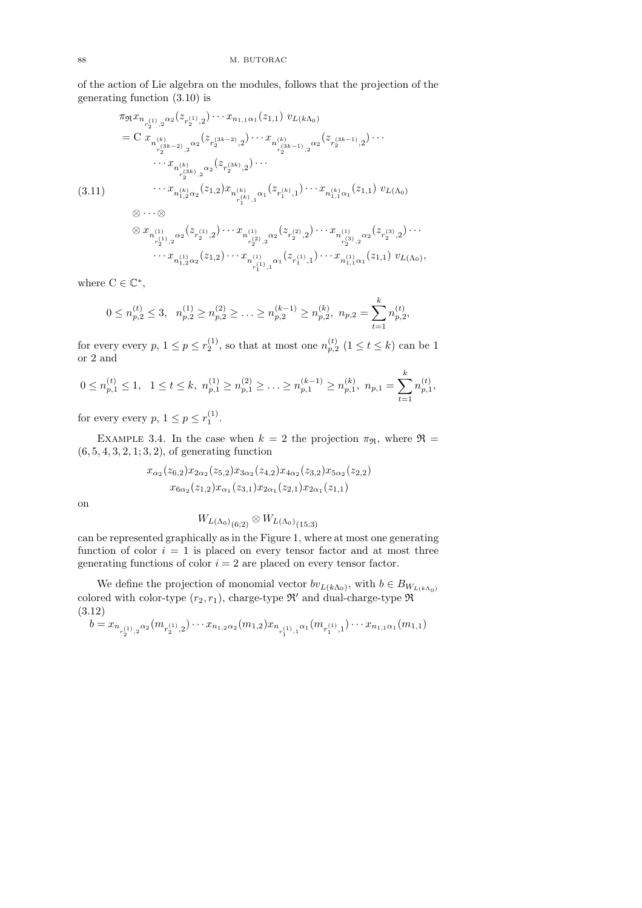of the action of Lie algebra on the modules, follows that the projection of the generating function (3.10) is

$$
\begin{aligned}
&\pi_{\mathfrak{R}} x_{n_{r_2^{(1)},2}\alpha_2}(z_{r_2^{(1)},2}) \cdots x_{n_{1,1}\alpha_1}(z_{1,1})\ v_{L(k\Lambda_0)} \\
&= \mathrm{C}\ x_{n^{(k)}_{r_2^{(3k-2)},2}\alpha_2}(z_{r_2^{(3k-2)},2}) \cdots x_{n^{(k)}_{r_2^{(3k-1)},2}\alpha_2}(z_{r_2^{(3k-1)},2}) \cdots \\
&\qquad \cdots x_{n^{(k)}_{r_2^{(3k)},2}\alpha_2}(z_{r_2^{(3k)},2}) \cdots \\
&\qquad \cdots x_{n^{(k)}_{1,2}\alpha_2}(z_{1,2}) x_{n^{(k)}_{r_1^{(k)},1}\alpha_1}(z_{r_1^{(k)},1}) \cdots x_{n^{(k)}_{1,1}\alpha_1}(z_{1,1})\ v_{L(\Lambda_0)} \qquad (3.11)\\
&\quad \otimes \cdots \otimes \\
&\quad \otimes x_{n^{(1)}_{r_2^{(1)},2}\alpha_2}(z_{r_2^{(1)},2}) \cdots x_{n^{(1)}_{r_2^{(2)},2}\alpha_2}(z_{r_2^{(2)},2}) \cdots x_{n^{(1)}_{r_2^{(3)},2}\alpha_2}(z_{r_2^{(3)},2}) \cdots \\
&\qquad \cdots x_{n^{(1)}_{1,2}\alpha_2}(z_{1,2}) \cdots x_{n^{(1)}_{r_1^{(1)},1}\alpha_1}(z_{r_1^{(1)},1}) \cdots x_{n^{(1)}_{1,1}\alpha_1}(z_{1,1})\ v_{L(\Lambda_0)},
\end{aligned}
$$

where $\mathrm{C} \in \mathbb{C}^*$,

$$0 \leq n^{(t)}_{p,2} \leq 3, \quad n^{(1)}_{p,2} \geq n^{(2)}_{p,2} \geq \ldots \geq n^{(k-1)}_{p,2} \geq n^{(k)}_{p,2},\ n_{p,2} = \sum_{t=1}^{k} n^{(t)}_{p,2},$$

for every every $p$, $1 \leq p \leq r_2^{(1)}$, so that at most one $n^{(t)}_{p,2}$ $(1 \leq t \leq k)$ can be 1 or 2 and

$$0 \leq n^{(t)}_{p,1} \leq 1, \quad 1 \leq t \leq k,\ n^{(1)}_{p,1} \geq n^{(2)}_{p,1} \geq \ldots \geq n^{(k-1)}_{p,1} \geq n^{(k)}_{p,1},\ n_{p,1} = \sum_{t=1}^{k} n^{(t)}_{p,1},$$

for every every $p$, $1 \leq p \leq r_1^{(1)}$.

Example 3.4. In the case when $k = 2$ the projection $\pi_{\mathfrak{R}}$, where $\mathfrak{R} = (6,5,4,3,2,1;3,2)$, of generating function

$$
\begin{gathered}
x_{\alpha_2}(z_{6,2}) x_{2\alpha_2}(z_{5,2}) x_{3\alpha_2}(z_{4,2}) x_{4\alpha_2}(z_{3,2}) x_{5\alpha_2}(z_{2,2}) \\
x_{6\alpha_2}(z_{1,2}) x_{\alpha_1}(z_{3,1}) x_{2\alpha_1}(z_{2,1}) x_{2\alpha_1}(z_{1,1})
\end{gathered}
$$

on

$$W_{L(\Lambda_0)_{(6;2)}} \otimes W_{L(\Lambda_0)_{(15;3)}}$$

can be represented graphically as in the Figure 1, where at most one generating function of color $i = 1$ is placed on every tensor factor and at most three generating functions of color $i = 2$ are placed on every tensor factor.

We define the projection of monomial vector $bv_{L(k\Lambda_0)}$, with $b \in B_{W_{L(k\Lambda_0)}}$ colored with color-type $(r_2, r_1)$, charge-type $\mathfrak{R}'$ and dual-charge-type $\mathfrak{R}$

$$b = x_{n_{r_2^{(1)},2}\alpha_2}(m_{r_2^{(1)},2}) \cdots x_{n_{1,2}\alpha_2}(m_{1,2}) x_{n_{r_1^{(1)},1}\alpha_1}(m_{r_1^{(1)},1}) \cdots x_{n_{1,1}\alpha_1}(m_{1,1}) \qquad (3.12)$$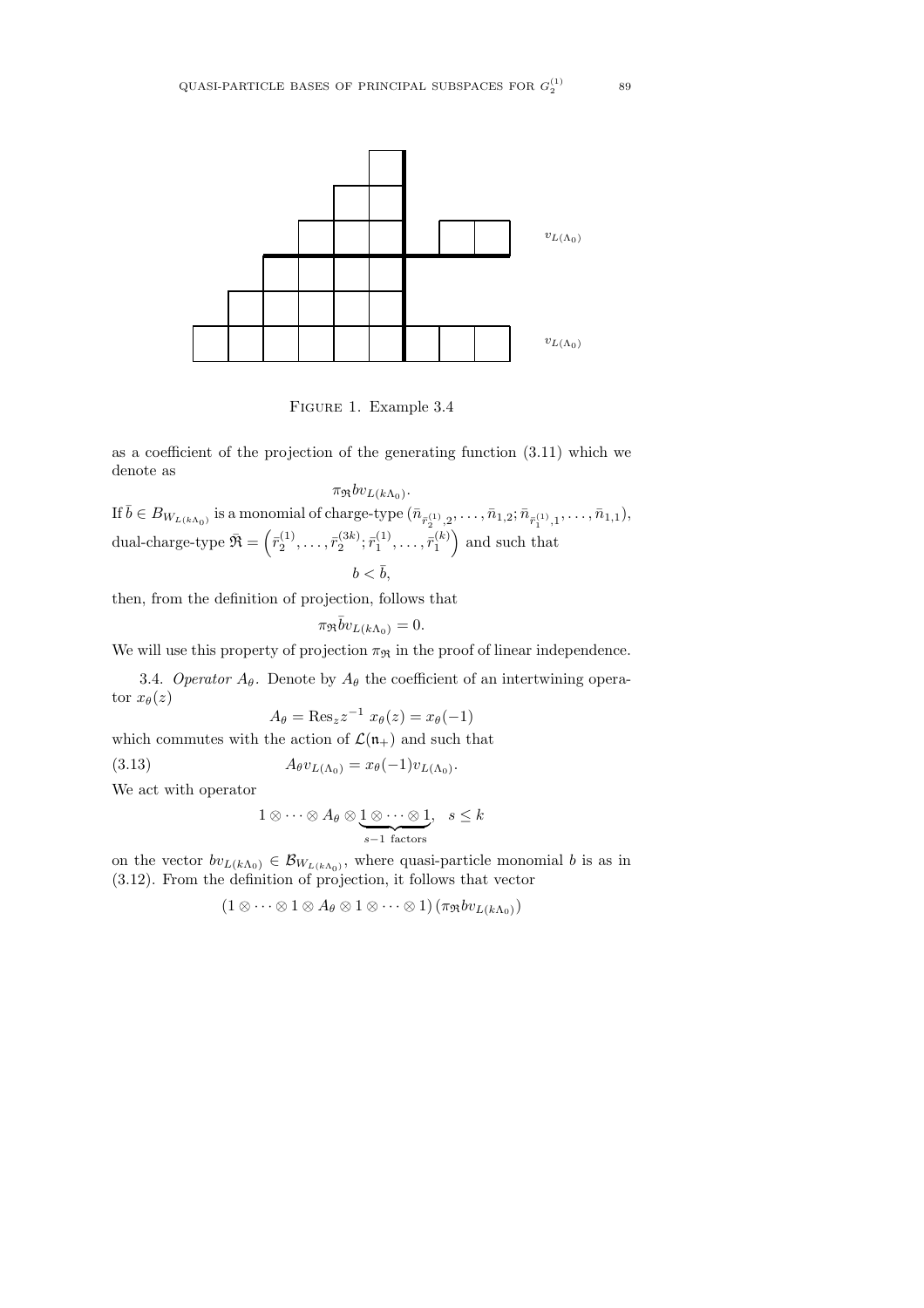FIGURE 1. Example 3.4

as a coefficient of the projection of the generating function (3.11) which we denote as

$$\pi_{\mathfrak{R}} b v_{L(k\Lambda_0)}.$$

If $\bar{b} \in B_{W_{L(k\Lambda_0)}}$ is a monomial of charge-type $(\bar{n}_{\bar{r}_2^{(1)},2}, \ldots, \bar{n}_{1,2}; \bar{n}_{\bar{r}_1^{(1)},1}, \ldots, \bar{n}_{1,1})$, dual-charge-type $\bar{\mathfrak{R}} = \left(\bar{r}_2^{(1)}, \ldots, \bar{r}_2^{(3k)}; \bar{r}_1^{(1)}, \ldots, \bar{r}_1^{(k)}\right)$ and such that

$$b < \bar{b},$$

then, from the definition of projection, follows that

$$\pi_{\mathfrak{R}} \bar{b} v_{L(k\Lambda_0)} = 0.$$

We will use this property of projection $\pi_{\mathfrak{R}}$ in the proof of linear independence.

3.4. *Operator $A_\theta$.* Denote by $A_\theta$ the coefficient of an intertwining operator $x_\theta(z)$

$$A_\theta = \mathrm{Res}_z z^{-1} \; x_\theta(z) = x_\theta(-1)$$

which commutes with the action of $\mathcal{L}(\mathfrak{n}_+)$ and such that

$$A_\theta v_{L(\Lambda_0)} = x_\theta(-1) v_{L(\Lambda_0)}. \tag{3.13}$$

We act with operator

$$1 \otimes \cdots \otimes A_\theta \otimes \underbrace{1 \otimes \cdots \otimes 1}_{s-1 \text{ factors}}, \quad s \leq k$$

on the vector $bv_{L(k\Lambda_0)} \in \mathcal{B}_{W_{L(k\Lambda_0)}}$, where quasi-particle monomial $b$ is as in (3.12). From the definition of projection, it follows that vector

$$\left(1 \otimes \cdots \otimes 1 \otimes A_\theta \otimes 1 \otimes \cdots \otimes 1\right) \left(\pi_{\mathfrak{R}} b v_{L(k\Lambda_0)}\right)$$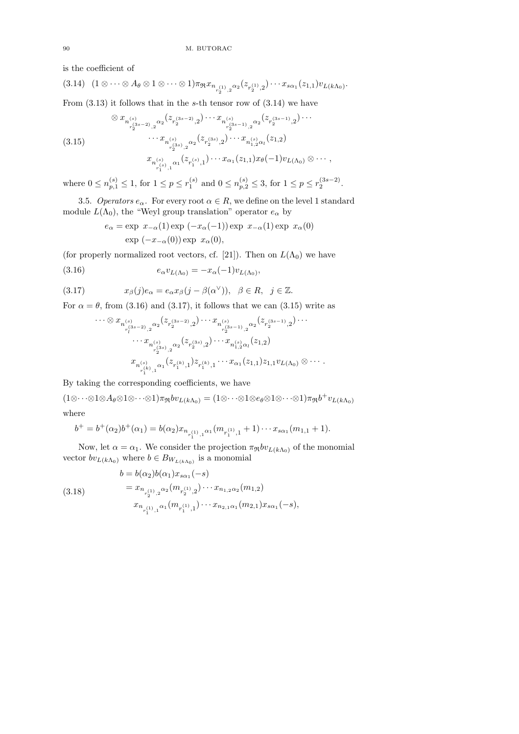is the coefficient of

$$(3.14)\quad (1\otimes\cdots\otimes A_\theta\otimes 1\otimes\cdots\otimes 1)\pi_{\mathfrak{R}} x_{n_{r_2^{(1)},2}\alpha_2}(z_{r_2^{(1)},2})\cdots x_{s\alpha_1}(z_{1,1})v_{L(k\Lambda_0)}.$$

From (3.13) it follows that in the $s$-th tensor row of (3.14) we have

$$(3.15)\quad \begin{aligned} &\otimes x_{n^{(s)}_{r_2^{(3s-2)},2}\alpha_2}(z_{r_2^{(3s-2)},2})\cdots x_{n^{(s)}_{r_2^{(3s-1)},2}\alpha_2}(z_{r_2^{(3s-1)},2})\cdots \\ &\qquad\cdots x_{n^{(s)}_{r_2^{(3s)},2}\alpha_2}(z_{r_2^{(3s)},2})\cdots x_{n^{(s)}_{1,2}\alpha_l}(z_{1,2}) \\ &\qquad x_{n^{(s)}_{r_1^{(s)},1}\alpha_1}(z_{r_1^{(s)},1})\cdots x_{\alpha_1}(z_{1,1})x_\theta(-1)v_{L(\Lambda_0)}\otimes\cdots, \end{aligned}$$

where $0\le n^{(s)}_{p,1}\le 1$, for $1\le p\le r_1^{(s)}$ and $0\le n^{(s)}_{p,2}\le 3$, for $1\le p\le r_2^{(3s-2)}$.

3.5. *Operators $e_\alpha$.* For every root $\alpha\in R$, we define on the level 1 standard module $L(\Lambda_0)$, the "Weyl group translation" operator $e_\alpha$ by

$$\begin{aligned} e_\alpha = &\exp\ x_{-\alpha}(1)\exp\ (-x_\alpha(-1))\exp\ x_{-\alpha}(1)\exp\ x_\alpha(0) \\ &\exp\ (-x_{-\alpha}(0))\exp\ x_\alpha(0), \end{aligned}$$

(for properly normalized root vectors, cf. [21]). Then on $L(\Lambda_0)$ we have

$$(3.16)\qquad e_\alpha v_{L(\Lambda_0)} = -x_\alpha(-1)v_{L(\Lambda_0)},$$

$$(3.17)\qquad x_\beta(j)e_\alpha = e_\alpha x_\beta(j-\beta(\alpha^\vee)),\quad \beta\in R,\quad j\in\mathbb{Z}.$$

For $\alpha=\theta$, from (3.16) and (3.17), it follows that we can (3.15) write as

$$\begin{aligned} \cdots\otimes &x_{n^{(s)}_{r_l^{(3s-2)},2}\alpha_2}(z_{r_2^{(3s-2)},2})\cdots x_{n^{(s)}_{r_2^{(3s-1)},2}\alpha_2}(z_{r_2^{(3s-1)},2})\cdots \\ &\cdots x_{n^{(s)}_{r_2^{(3s)},2}\alpha_2}(z_{r_2^{(3s)},2})\cdots x_{n^{(s)}_{1,2}\alpha_l}(z_{1,2}) \\ &x_{n^{(s)}_{r_1^{(k)},1}\alpha_1}(z_{r_1^{(k)},1})z_{r_1^{(k)},1}\cdots x_{\alpha_1}(z_{1,1})z_{1,1}v_{L(\Lambda_0)}\otimes\cdots. \end{aligned}$$

By taking the corresponding coefficients, we have

$$(1\otimes\cdots\otimes 1\otimes A_\theta\otimes 1\otimes\cdots\otimes 1)\pi_{\mathfrak{R}} b v_{L(k\Lambda_0)} = (1\otimes\cdots\otimes 1\otimes e_\theta\otimes 1\otimes\cdots\otimes 1)\pi_{\mathfrak{R}} b^+ v_{L(k\Lambda_0)}$$

where

$$b^+ = b^+(\alpha_2)b^+(\alpha_1) = b(\alpha_2)x_{n_{r_1^{(1)},1}\alpha_1}(m_{r_1^{(1)},1}+1)\cdots x_{s\alpha_1}(m_{1,1}+1).$$

Now, let $\alpha=\alpha_1$. We consider the projection $\pi_{\mathfrak{R}} b v_{L(k\Lambda_0)}$ of the monomial vector $bv_{L(k\Lambda_0)}$ where $b\in B_{W_{L(k\Lambda_0)}}$ is a monomial

$$(3.18)\quad \begin{aligned} b &= b(\alpha_2)b(\alpha_1)x_{s\alpha_1}(-s) \\ &= x_{n_{r_2^{(1)},2}\alpha_2}(m_{r_2^{(1)},2})\cdots x_{n_{1,2}\alpha_2}(m_{1,2}) \\ &\qquad x_{n_{r_1^{(1)},1}\alpha_1}(m_{r_1^{(1)},1})\cdots x_{n_{2,1}\alpha_1}(m_{2,1})x_{s\alpha_1}(-s), \end{aligned}$$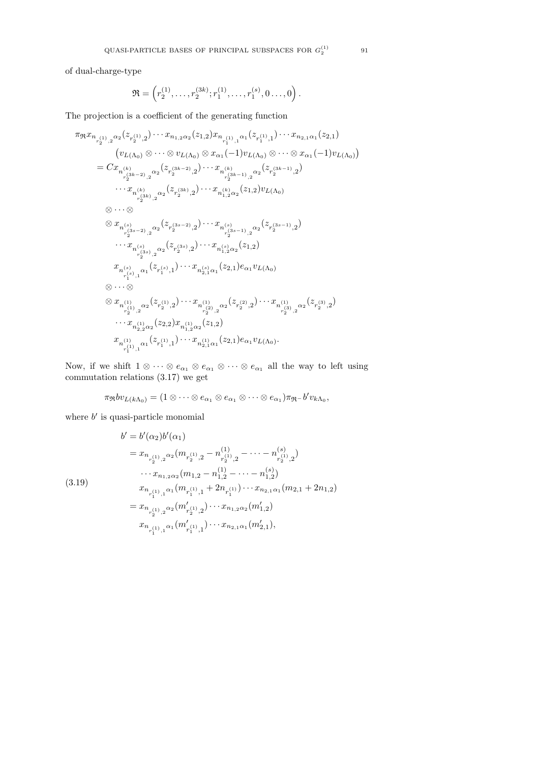of dual-charge-type

$$\mathfrak{R} = \left(r_2^{(1)}, \ldots, r_2^{(3k)}; r_1^{(1)}, \ldots, r_1^{(s)}, 0 \ldots, 0\right).$$

The projection is a coefficient of the generating function

$$\begin{aligned}
&\pi_{\mathfrak{R}} x_{n_{r_2^{(1)},2}\alpha_2}(z_{r_2^{(1)},2}) \cdots x_{n_{1,2}\alpha_2}(z_{1,2}) x_{n_{r_1^{(1)},1}\alpha_1}(z_{r_1^{(1)},1}) \cdots x_{n_{2,1}\alpha_1}(z_{2,1}) \\
&\qquad \left(v_{L(\Lambda_0)} \otimes \cdots \otimes v_{L(\Lambda_0)} \otimes x_{\alpha_1}(-1) v_{L(\Lambda_0)} \otimes \cdots \otimes x_{\alpha_1}(-1) v_{L(\Lambda_0)}\right) \\
&= C x_{n^{(k)}_{r_2^{(3k-2)},2}\alpha_2}(z_{r_2^{(3k-2)},2}) \cdots x_{n^{(k)}_{r_2^{(3k-1)},2}\alpha_2}(z_{r_2^{(3k-1)},2}) \\
&\qquad \cdots x_{n^{(k)}_{r_2^{(3k)},2}\alpha_2}(z_{r_2^{(3k)},2}) \cdots x_{n^{(k)}_{1,2}\alpha_2}(z_{1,2}) v_{L(\Lambda_0)} \\
&\quad \otimes \cdots \otimes \\
&\quad \otimes x_{n^{(s)}_{r_2^{(3s-2)},2}\alpha_2}(z_{r_2^{(3s-2)},2}) \cdots x_{n^{(s)}_{r_2^{(3s-1)},2}\alpha_2}(z_{r_2^{(3s-1)},2}) \\
&\qquad \cdots x_{n^{(s)}_{r_2^{(3s)},2}\alpha_2}(z_{r_2^{(3s)},2}) \cdots x_{n^{(s)}_{1,2}\alpha_2}(z_{1,2}) \\
&\qquad x_{n^{(s)}_{r_1^{(s)},1}\alpha_1}(z_{r_1^{(s)},1}) \cdots x_{n^{(s)}_{2,1}\alpha_1}(z_{2,1}) e_{\alpha_1} v_{L(\Lambda_0)} \\
&\quad \otimes \cdots \otimes \\
&\quad \otimes x_{n^{(1)}_{r_2^{(1)},2}\alpha_2}(z_{r_2^{(1)},2}) \cdots x_{n^{(1)}_{r_2^{(2)},2}\alpha_2}(z_{r_2^{(2)},2}) \cdots x_{n^{(1)}_{r_2^{(3)},2}\alpha_2}(z_{r_2^{(3)},2}) \\
&\qquad \cdots x_{n^{(1)}_{2,2}\alpha_2}(z_{2,2}) x_{n^{(1)}_{1,2}\alpha_2}(z_{1,2}) \\
&\qquad x_{n^{(1)}_{r_1^{(1)},1}\alpha_1}(z_{r_1^{(1)},1}) \cdots x_{n^{(1)}_{2,1}\alpha_1}(z_{2,1}) e_{\alpha_1} v_{L(\Lambda_0)}.
\end{aligned}$$

Now, if we shift $1 \otimes \cdots \otimes e_{\alpha_1} \otimes e_{\alpha_1} \otimes \cdots \otimes e_{\alpha_1}$ all the way to left using commutation relations (3.17) we get

$$\pi_{\mathfrak{R}} b v_{L(k\Lambda_0)} = (1 \otimes \cdots \otimes e_{\alpha_1} \otimes e_{\alpha_1} \otimes \cdots \otimes e_{\alpha_1}) \pi_{\mathfrak{R}^-} b' v_{k\Lambda_0},$$

where $b'$ is quasi-particle monomial

$$\begin{aligned}
b' &= b'(\alpha_2) b'(\alpha_1) \\
&= x_{n_{r_2^{(1)},2}\alpha_2}(m_{r_2^{(1)},2} - n^{(1)}_{r_2^{(1)},2} - \cdots - n^{(s)}_{r_2^{(1)},2}) \\
&\qquad \cdots x_{n_{1,2}\alpha_2}(m_{1,2} - n^{(1)}_{1,2} - \cdots - n^{(s)}_{1,2}) \\
&\qquad x_{n_{r_1^{(1)},1}\alpha_1}(m_{r_1^{(1)},1} + 2n_{r_1^{(1)}}) \cdots x_{n_{2,1}\alpha_1}(m_{2,1} + 2n_{1,2}) \\
&= x_{n_{r_2^{(1)},2}\alpha_2}(m'_{r_2^{(1)},2}) \cdots x_{n_{1,2}\alpha_2}(m'_{1,2}) \\
&\qquad x_{n_{r_1^{(1)},1}\alpha_1}(m'_{r_1^{(1)},1}) \cdots x_{n_{2,1}\alpha_1}(m'_{2,1}),
\end{aligned} \tag{3.19}$$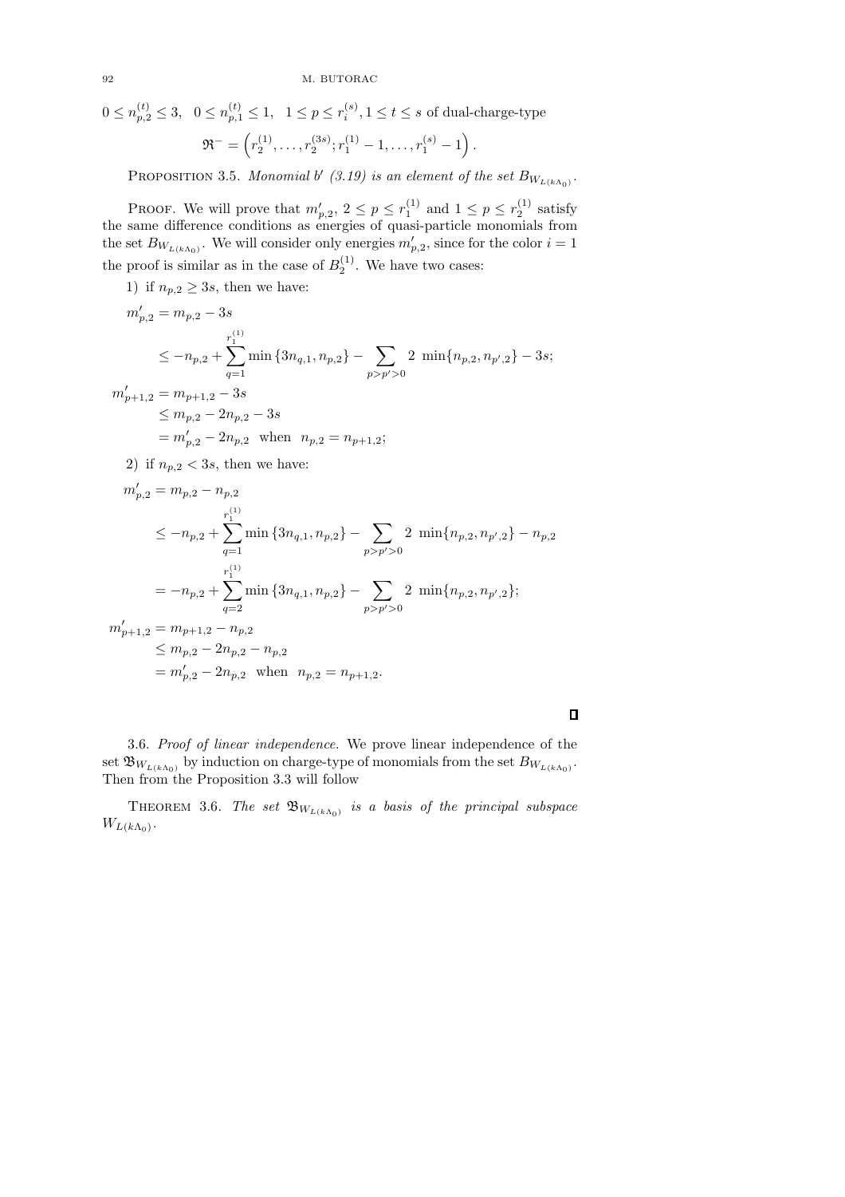$0 \leq n_{p,2}^{(t)} \leq 3, \quad 0 \leq n_{p,1}^{(t)} \leq 1, \quad 1 \leq p \leq r_i^{(s)}, 1 \leq t \leq s$ of dual-charge-type

$$\mathfrak{R}^- = \left(r_2^{(1)}, \ldots, r_2^{(3s)}; r_1^{(1)} - 1, \ldots, r_1^{(s)} - 1\right).$$

PROPOSITION 3.5. *Monomial $b'$ (3.19) is an element of the set $B_{W_{L(k\Lambda_0)}}$.*

PROOF. We will prove that $m'_{p,2}$, $2 \leq p \leq r_1^{(1)}$ and $1 \leq p \leq r_2^{(1)}$ satisfy the same difference conditions as energies of quasi-particle monomials from the set $B_{W_{L(k\Lambda_0)}}$. We will consider only energies $m'_{p,2}$, since for the color $i = 1$ the proof is similar as in the case of $B_2^{(1)}$. We have two cases:

1) if $n_{p,2} \geq 3s$, then we have:

$$\begin{aligned}
m'_{p,2} &= m_{p,2} - 3s \\
&\leq -n_{p,2} + \sum_{q=1}^{r_1^{(1)}} \min\{3n_{q,1}, n_{p,2}\} - \sum_{p>p'>0} 2 \ \min\{n_{p,2}, n_{p',2}\} - 3s; \\
m'_{p+1,2} &= m_{p+1,2} - 3s \\
&\leq m_{p,2} - 2n_{p,2} - 3s \\
&= m'_{p,2} - 2n_{p,2} \quad \text{when} \quad n_{p,2} = n_{p+1,2};
\end{aligned}$$

2) if $n_{p,2} < 3s$, then we have:

$$\begin{aligned}
m'_{p,2} &= m_{p,2} - n_{p,2} \\
&\leq -n_{p,2} + \sum_{q=1}^{r_1^{(1)}} \min\{3n_{q,1}, n_{p,2}\} - \sum_{p>p'>0} 2 \ \min\{n_{p,2}, n_{p',2}\} - n_{p,2} \\
&= -n_{p,2} + \sum_{q=2}^{r_1^{(1)}} \min\{3n_{q,1}, n_{p,2}\} - \sum_{p>p'>0} 2 \ \min\{n_{p,2}, n_{p',2}\}; \\
m'_{p+1,2} &= m_{p+1,2} - n_{p,2} \\
&\leq m_{p,2} - 2n_{p,2} - n_{p,2} \\
&= m'_{p,2} - 2n_{p,2} \quad \text{when} \quad n_{p,2} = n_{p+1,2}.
\end{aligned}$$

$\square$

3.6. *Proof of linear independence.* We prove linear independence of the set $\mathfrak{B}_{W_{L(k\Lambda_0)}}$ by induction on charge-type of monomials from the set $B_{W_{L(k\Lambda_0)}}$. Then from the Proposition 3.3 will follow

THEOREM 3.6. *The set $\mathfrak{B}_{W_{L(k\Lambda_0)}}$ is a basis of the principal subspace $W_{L(k\Lambda_0)}$.*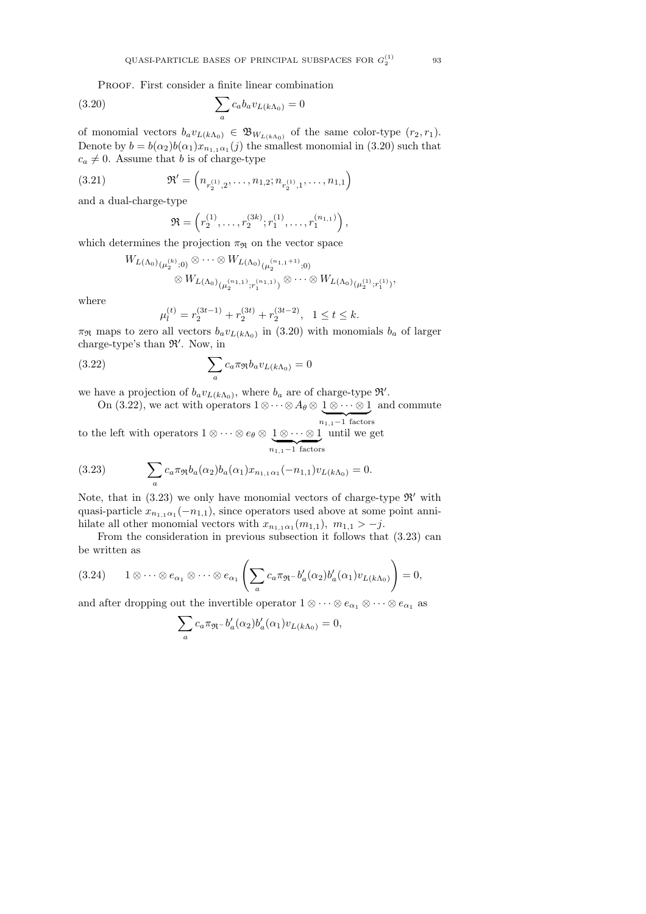PROOF. First consider a finite linear combination

$$\sum_a c_a b_a v_{L(k\Lambda_0)} = 0 \tag{3.20}$$

of monomial vectors $b_a v_{L(k\Lambda_0)} \in \mathfrak{B}_{W_{L(k\Lambda_0)}}$ of the same color-type $(r_2, r_1)$. Denote by $b = b(\alpha_2)b(\alpha_1)x_{n_{1,1}\alpha_1}(j)$ the smallest monomial in (3.20) such that $c_a \neq 0$. Assume that $b$ is of charge-type

$$\mathfrak{R}' = \left(n_{r_2^{(1)},2}, \ldots, n_{1,2}; n_{r_2^{(1)},1}, \ldots, n_{1,1}\right) \tag{3.21}$$

and a dual-charge-type

$$\mathfrak{R} = \left(r_2^{(1)}, \ldots, r_2^{(3k)}; r_1^{(1)}, \ldots, r_1^{(n_{1,1})}\right),$$

which determines the projection $\pi_{\mathfrak{R}}$ on the vector space

$$W_{L(\Lambda_0)_{(\mu_2^{(k)};0)}} \otimes \cdots \otimes W_{L(\Lambda_0)_{(\mu_2^{(n_{1,1}+1)};0)}} \otimes W_{L(\Lambda_0)_{(\mu_2^{(n_{1,1})};r_1^{(n_{1,1})})}} \otimes \cdots \otimes W_{L(\Lambda_0)_{(\mu_2^{(1)};r_1^{(1)})}},$$

where

$$\mu_l^{(t)} = r_2^{(3t-1)} + r_2^{(3t)} + r_2^{(3t-2)}, \quad 1 \leq t \leq k.$$

$\pi_{\mathfrak{R}}$ maps to zero all vectors $b_a v_{L(k\Lambda_0)}$ in (3.20) with monomials $b_a$ of larger charge-type's than $\mathfrak{R}'$. Now, in

$$\sum_a c_a \pi_{\mathfrak{R}} b_a v_{L(k\Lambda_0)} = 0 \tag{3.22}$$

we have a projection of $b_a v_{L(k\Lambda_0)}$, where $b_a$ are of charge-type $\mathfrak{R}'$.

On (3.22), we act with operators $1 \otimes \cdots \otimes A_\theta \otimes \underbrace{1 \otimes \cdots \otimes 1}_{n_{1,1}-1 \text{ factors}}$ and commute to the left with operators $1 \otimes \cdots \otimes e_\theta \otimes \underbrace{1 \otimes \cdots \otimes 1}_{n_{1,1}-1 \text{ factors}}$ until we get

$$\sum_a c_a \pi_{\mathfrak{R}} b_a(\alpha_2) b_a(\alpha_1) x_{n_{1,1}\alpha_1}(-n_{1,1}) v_{L(k\Lambda_0)} = 0. \tag{3.23}$$

Note, that in (3.23) we only have monomial vectors of charge-type $\mathfrak{R}'$ with quasi-particle $x_{n_{1,1}\alpha_1}(-n_{1,1})$, since operators used above at some point annihilate all other monomial vectors with $x_{n_{1,1}\alpha_1}(m_{1,1})$, $m_{1,1} > -j$.

From the consideration in previous subsection it follows that (3.23) can be written as

$$1 \otimes \cdots \otimes e_{\alpha_1} \otimes \cdots \otimes e_{\alpha_1} \left( \sum_a c_a \pi_{\mathfrak{R}^-} b'_a(\alpha_2) b'_a(\alpha_1) v_{L(k\Lambda_0)} \right) = 0, \tag{3.24}$$

and after dropping out the invertible operator $1 \otimes \cdots \otimes e_{\alpha_1} \otimes \cdots \otimes e_{\alpha_1}$ as

$$\sum_a c_a \pi_{\mathfrak{R}^-} b'_a(\alpha_2) b'_a(\alpha_1) v_{L(k\Lambda_0)} = 0,$$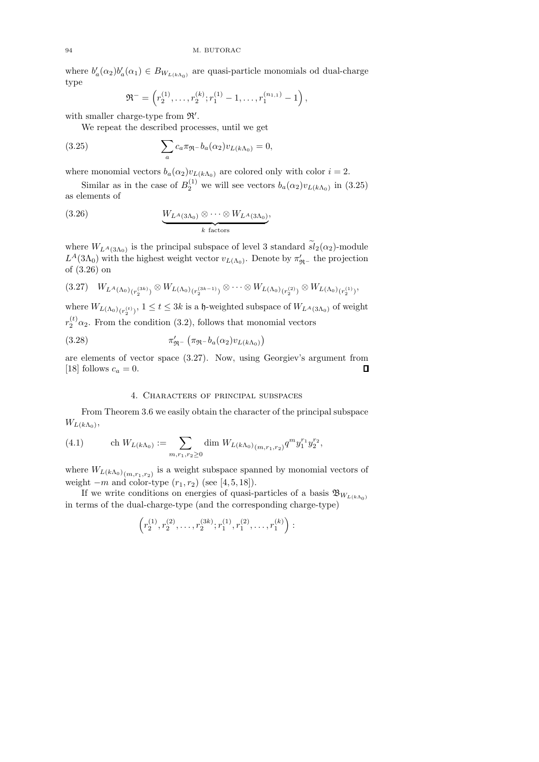where $b'_a(\alpha_2)b'_a(\alpha_1) \in B_{W_{L(k\Lambda_0)}}$ are quasi-particle monomials od dual-charge type

$$\mathfrak{R}^- = \left(r_2^{(1)}, \ldots, r_2^{(k)}; r_1^{(1)} - 1, \ldots, r_1^{(n_{1,1})} - 1\right),$$

with smaller charge-type from $\mathfrak{R}'$.

We repeat the described processes, until we get

$$\sum_a c_a \pi_{\mathfrak{R}^-} b_a(\alpha_2) v_{L(k\Lambda_0)} = 0, \tag{3.25}$$

where monomial vectors $b_a(\alpha_2)v_{L(k\Lambda_0)}$ are colored only with color $i = 2$.

Similar as in the case of $B_2^{(1)}$ we will see vectors $b_a(\alpha_2)v_{L(k\Lambda_0)}$ in (3.25) as elements of

$$\underbrace{W_{L^A(3\Lambda_0)} \otimes \cdots \otimes W_{L^A(3\Lambda_0)}}_{k \text{ factors}}, \tag{3.26}$$

where $W_{L^A(3\Lambda_0)}$ is the principal subspace of level 3 standard $\widetilde{sl}_2(\alpha_2)$-module $L^A(3\Lambda_0)$ with the highest weight vector $v_{L(\Lambda_0)}$. Denote by $\pi'_{\mathfrak{R}^-}$ the projection of (3.26) on

$$W_{L^A(\Lambda_0)_{(r_2^{(3k)})}} \otimes W_{L(\Lambda_0)_{(r_2^{(3k-1)})}} \otimes \cdots \otimes W_{L(\Lambda_0)_{(r_2^{(2)})}} \otimes W_{L(\Lambda_0)_{(r_2^{(1)})}}, \tag{3.27}$$

where $W_{L(\Lambda_0)_{(r_2^{(t)})}}$, $1 \leq t \leq 3k$ is a $\mathfrak{h}$-weighted subspace of $W_{L^A(3\Lambda_0)}$ of weight $r_2^{(t)}\alpha_2$. From the condition (3.2), follows that monomial vectors

$$\pi'_{\mathfrak{R}^-}\left(\pi_{\mathfrak{R}^-} b_a(\alpha_2) v_{L(k\Lambda_0)}\right) \tag{3.28}$$

are elements of vector space (3.27). Now, using Georgiev's argument from [18] follows $c_a = 0$. ∎

## 4. Characters of principal subspaces

From Theorem 3.6 we easily obtain the character of the principal subspace $W_{L(k\Lambda_0)}$,

$$\text{ch } W_{L(k\Lambda_0)} := \sum_{m, r_1, r_2 \geq 0} \dim W_{L(k\Lambda_0)_{(m,r_1,r_2)}} q^m y_1^{r_1} y_2^{r_2}, \tag{4.1}$$

where $W_{L(k\Lambda_0)_{(m,r_1,r_2)}}$ is a weight subspace spanned by monomial vectors of weight $-m$ and color-type $(r_1, r_2)$ (see [4, 5, 18]).

If we write conditions on energies of quasi-particles of a basis $\mathfrak{B}_{W_{L(k\Lambda_0)}}$ in terms of the dual-charge-type (and the corresponding charge-type)

$$\left(r_2^{(1)}, r_2^{(2)}, \ldots, r_2^{(3k)}; r_1^{(1)}, r_1^{(2)}, \ldots, r_1^{(k)}\right):$$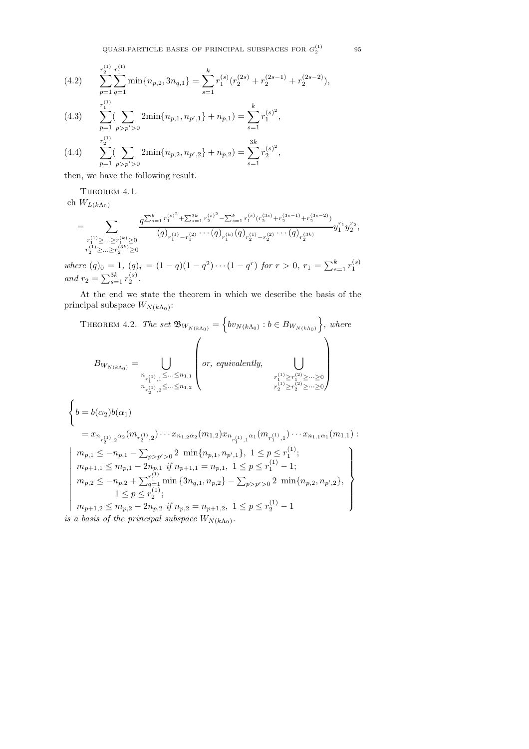$$\sum_{p=1}^{r_2^{(1)}}\sum_{q=1}^{r_1^{(1)}}\min\{n_{p,2},3n_{q,1}\}=\sum_{s=1}^{k}r_1^{(s)}(r_2^{(2s)}+r_2^{(2s-1)}+r_2^{(2s-2)}), \tag{4.2}$$

$$\sum_{p=1}^{r_1^{(1)}}(\sum_{p>p'>0}2\min\{n_{p,1},n_{p',1}\}+n_{p,1})=\sum_{s=1}^{k}{r_1^{(s)}}^2, \tag{4.3}$$

$$\sum_{p=1}^{r_2^{(1)}}(\sum_{p>p'>0}2\min\{n_{p,2},n_{p',2}\}+n_{p,2})=\sum_{s=1}^{3k}{r_2^{(s)}}^2, \tag{4.4}$$

then, we have the following result.

THEOREM 4.1.

$$\text{ch } W_{L(k\Lambda_0)} = \sum_{\substack{r_1^{(1)}\geq\ldots\geq r_1^{(k)}\geq 0\\ r_2^{(1)}\geq\ldots\geq r_2^{(3k)}\geq 0}} \frac{q^{\sum_{s=1}^{k}{r_1^{(s)}}^2+\sum_{s=1}^{3k}{r_2^{(s)}}^2-\sum_{s=1}^{k}r_1^{(s)}(r_2^{(3s)}+r_2^{(3s-1)}+r_2^{(3s-2)})}}{(q)_{r_1^{(1)}-r_1^{(2)}}\cdots(q)_{r_1^{(k)}}(q)_{r_2^{(1)}-r_2^{(2)}}\cdots(q)_{r_2^{(3k)}}}y_1^{r_1}y_2^{r_2},$$

*where* $(q)_0=1$, $(q)_r=(1-q)(1-q^2)\cdots(1-q^r)$ *for* $r>0$, $r_1=\sum_{s=1}^{k}r_1^{(s)}$ *and* $r_2=\sum_{s=1}^{3k}r_2^{(s)}$.

At the end we state the theorem in which we describe the basis of the principal subspace $W_{N(k\Lambda_0)}$:

THEOREM 4.2. *The set* $\mathfrak{B}_{W_{N(k\Lambda_0)}}=\left\{bv_{N(k\Lambda_0)}: b\in B_{W_{N(k\Lambda_0)}}\right\}$, *where*

$$B_{W_{N(k\Lambda_0)}}=\bigcup_{\substack{n_{r_1^{(1)},1}\leq\ldots\leq n_{1,1}\\ n_{r_2^{(1)},2}\leq\ldots\leq n_{1,2}}}\left(\text{or, equivalently,}\quad \bigcup_{\substack{r_1^{(1)}\geq r_1^{(2)}\geq\cdots\geq 0\\ r_2^{(1)}\geq r_2^{(2)}\geq\cdots\geq 0}}\right)$$

$$\left\{\begin{array}{l} b=b(\alpha_2)b(\alpha_1)\\ \quad =x_{n_{r_2^{(1)},2}\alpha_2}(m_{r_2^{(1)},2})\cdots x_{n_{1,2}\alpha_2}(m_{1,2})x_{n_{r_1^{(1)},1}\alpha_1}(m_{r_1^{(1)},1})\cdots x_{n_{1,1}\alpha_1}(m_{1,1}):\\ \left|\begin{array}{l} m_{p,1}\leq -n_{p,1}-\sum_{p>p'>0}2\ \min\{n_{p,1},n_{p',1}\},\ 1\leq p\leq r_1^{(1)};\\ m_{p+1,1}\leq m_{p,1}-2n_{p,1}\ \textit{if}\ n_{p+1,1}=n_{p,1},\ 1\leq p\leq r_1^{(1)}-1;\\ m_{p,2}\leq -n_{p,2}+\sum_{q=1}^{r_1^{(1)}}\min\{3n_{q,1},n_{p,2}\}-\sum_{p>p'>0}2\ \min\{n_{p,2},n_{p',2}\},\\ \qquad 1\leq p\leq r_2^{(1)};\\ m_{p+1,2}\leq m_{p,2}-2n_{p,2}\ \textit{if}\ n_{p,2}=n_{p+1,2},\ 1\leq p\leq r_2^{(1)}-1 \end{array}\right. \end{array}\right\}$$

*is a basis of the principal subspace* $W_{N(k\Lambda_0)}$.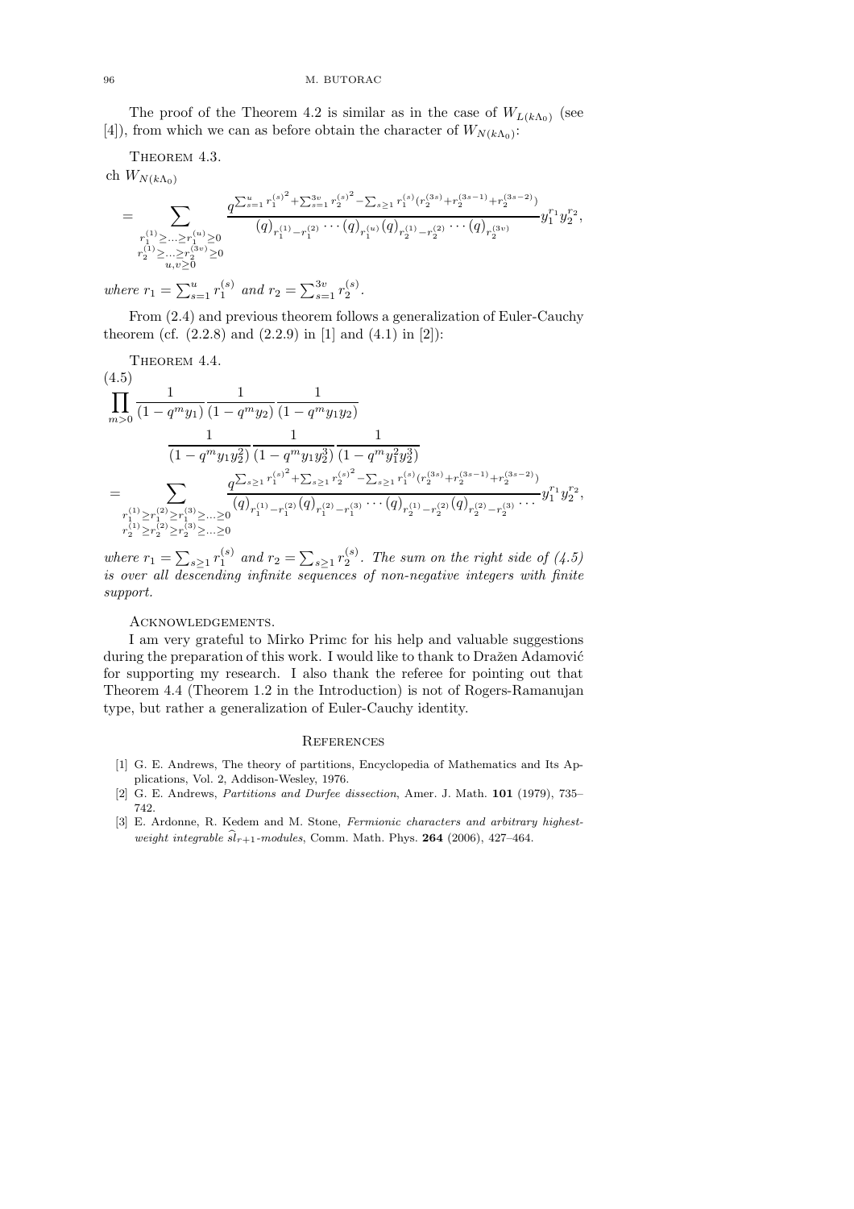The proof of the Theorem 4.2 is similar as in the case of $W_{L(k\Lambda_0)}$ (see [4]), from which we can as before obtain the character of $W_{N(k\Lambda_0)}$:

THEOREM 4.3.

$$\text{ch } W_{N(k\Lambda_0)}$$

$$= \sum_{\substack{r_1^{(1)} \geq \ldots \geq r_1^{(u)} \geq 0 \\ r_2^{(1)} \geq \ldots \geq r_2^{(3v)} \geq 0 \\ u,v \geq 0}} \frac{q^{\sum_{s=1}^{u} {r_1^{(s)}}^2 + \sum_{s=1}^{3v} {r_2^{(s)}}^2 - \sum_{s \geq 1} r_1^{(s)} (r_2^{(3s)} + r_2^{(3s-1)} + r_2^{(3s-2)})}}{(q)_{r_1^{(1)} - r_1^{(2)}} \cdots (q)_{r_1^{(u)}} (q)_{r_2^{(1)} - r_2^{(2)}} \cdots (q)_{r_2^{(3v)}}} y_1^{r_1} y_2^{r_2},$$

*where* $r_1 = \sum_{s=1}^{u} r_1^{(s)}$ *and* $r_2 = \sum_{s=1}^{3v} r_2^{(s)}$.

From (2.4) and previous theorem follows a generalization of Euler-Cauchy theorem (cf. (2.2.8) and (2.2.9) in [1] and (4.1) in [2]):

THEOREM 4.4.

$$(4.5)$$

$$\prod_{m>0} \frac{1}{(1-q^m y_1)} \frac{1}{(1-q^m y_2)} \frac{1}{(1-q^m y_1 y_2)} \frac{1}{(1-q^m y_1 y_2^2)} \frac{1}{(1-q^m y_1 y_2^3)} \frac{1}{(1-q^m y_1^2 y_2^3)}$$

$$= \sum_{\substack{r_1^{(1)} \geq r_1^{(2)} \geq r_1^{(3)} \geq \ldots \geq 0 \\ r_2^{(1)} \geq r_2^{(2)} \geq r_2^{(3)} \geq \ldots \geq 0}} \frac{q^{\sum_{s \geq 1} {r_1^{(s)}}^2 + \sum_{s \geq 1} {r_2^{(s)}}^2 - \sum_{s \geq 1} r_1^{(s)} (r_2^{(3s)} + r_2^{(3s-1)} + r_2^{(3s-2)})}}{(q)_{r_1^{(1)} - r_1^{(2)}} (q)_{r_1^{(2)} - r_1^{(3)}} \cdots (q)_{r_2^{(1)} - r_2^{(2)}} (q)_{r_2^{(2)} - r_2^{(3)}} \cdots} y_1^{r_1} y_2^{r_2},$$

*where* $r_1 = \sum_{s \geq 1} r_1^{(s)}$ *and* $r_2 = \sum_{s \geq 1} r_2^{(s)}$. *The sum on the right side of (4.5) is over all descending infinite sequences of non-negative integers with finite support.*

ACKNOWLEDGEMENTS.

I am very grateful to Mirko Primc for his help and valuable suggestions during the preparation of this work. I would like to thank to Dražen Adamović for supporting my research. I also thank the referee for pointing out that Theorem 4.4 (Theorem 1.2 in the Introduction) is not of Rogers-Ramanujan type, but rather a generalization of Euler-Cauchy identity.

## REFERENCES

[1] G. E. Andrews, The theory of partitions, Encyclopedia of Mathematics and Its Applications, Vol. 2, Addison-Wesley, 1976.

[2] G. E. Andrews, *Partitions and Durfee dissection*, Amer. J. Math. **101** (1979), 735–742.

[3] E. Ardonne, R. Kedem and M. Stone, *Fermionic characters and arbitrary highest-weight integrable* $\widehat{sl}_{r+1}$*-modules*, Comm. Math. Phys. **264** (2006), 427–464.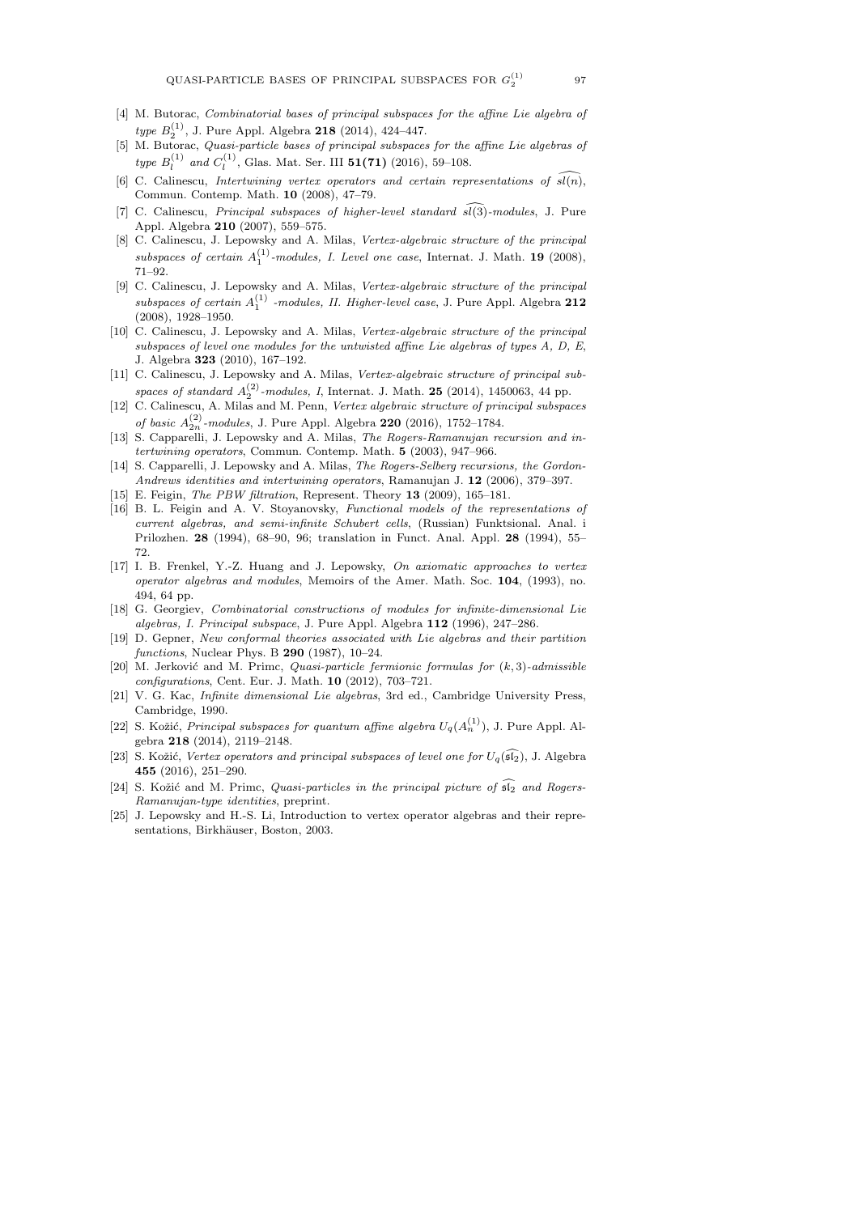[4] M. Butorac, *Combinatorial bases of principal subspaces for the affine Lie algebra of type $B_2^{(1)}$*, J. Pure Appl. Algebra **218** (2014), 424–447.

[5] M. Butorac, *Quasi-particle bases of principal subspaces for the affine Lie algebras of type $B_l^{(1)}$ and $C_l^{(1)}$*, Glas. Mat. Ser. III **51(71)** (2016), 59–108.

[6] C. Calinescu, *Intertwining vertex operators and certain representations of $\widehat{sl(n)}$*, Commun. Contemp. Math. **10** (2008), 47–79.

[7] C. Calinescu, *Principal subspaces of higher-level standard $\widehat{sl(3)}$-modules*, J. Pure Appl. Algebra **210** (2007), 559–575.

[8] C. Calinescu, J. Lepowsky and A. Milas, *Vertex-algebraic structure of the principal subspaces of certain $A_1^{(1)}$-modules, I. Level one case*, Internat. J. Math. **19** (2008), 71–92.

[9] C. Calinescu, J. Lepowsky and A. Milas, *Vertex-algebraic structure of the principal subspaces of certain $A_1^{(1)}$ -modules, II. Higher-level case*, J. Pure Appl. Algebra **212** (2008), 1928–1950.

[10] C. Calinescu, J. Lepowsky and A. Milas, *Vertex-algebraic structure of the principal subspaces of level one modules for the untwisted affine Lie algebras of types A, D, E*, J. Algebra **323** (2010), 167–192.

[11] C. Calinescu, J. Lepowsky and A. Milas, *Vertex-algebraic structure of principal subspaces of standard $A_2^{(2)}$-modules, I*, Internat. J. Math. **25** (2014), 1450063, 44 pp.

[12] C. Calinescu, A. Milas and M. Penn, *Vertex algebraic structure of principal subspaces of basic $A_{2n}^{(2)}$-modules*, J. Pure Appl. Algebra **220** (2016), 1752–1784.

[13] S. Capparelli, J. Lepowsky and A. Milas, *The Rogers-Ramanujan recursion and intertwining operators*, Commun. Contemp. Math. **5** (2003), 947–966.

[14] S. Capparelli, J. Lepowsky and A. Milas, *The Rogers-Selberg recursions, the Gordon-Andrews identities and intertwining operators*, Ramanujan J. **12** (2006), 379–397.

[15] E. Feigin, *The PBW filtration*, Represent. Theory **13** (2009), 165–181.

[16] B. L. Feigin and A. V. Stoyanovsky, *Functional models of the representations of current algebras, and semi-infinite Schubert cells*, (Russian) Funktsional. Anal. i Prilozhen. **28** (1994), 68–90, 96; translation in Funct. Anal. Appl. **28** (1994), 55–72.

[17] I. B. Frenkel, Y.-Z. Huang and J. Lepowsky, *On axiomatic approaches to vertex operator algebras and modules*, Memoirs of the Amer. Math. Soc. **104**, (1993), no. 494, 64 pp.

[18] G. Georgiev, *Combinatorial constructions of modules for infinite-dimensional Lie algebras, I. Principal subspace*, J. Pure Appl. Algebra **112** (1996), 247–286.

[19] D. Gepner, *New conformal theories associated with Lie algebras and their partition functions*, Nuclear Phys. B **290** (1987), 10–24.

[20] M. Jerković and M. Primc, *Quasi-particle fermionic formulas for $(k,3)$-admissible configurations*, Cent. Eur. J. Math. **10** (2012), 703–721.

[21] V. G. Kac, *Infinite dimensional Lie algebras*, 3rd ed., Cambridge University Press, Cambridge, 1990.

[22] S. Kožić, *Principal subspaces for quantum affine algebra $U_q(A_n^{(1)})$*, J. Pure Appl. Algebra **218** (2014), 2119–2148.

[23] S. Kožić, *Vertex operators and principal subspaces of level one for $U_q(\widehat{\mathfrak{sl}}_2)$*, J. Algebra **455** (2016), 251–290.

[24] S. Kožić and M. Primc, *Quasi-particles in the principal picture of $\widehat{\mathfrak{sl}}_2$ and Rogers-Ramanujan-type identities*, preprint.

[25] J. Lepowsky and H.-S. Li, Introduction to vertex operator algebras and their representations, Birkhäuser, Boston, 2003.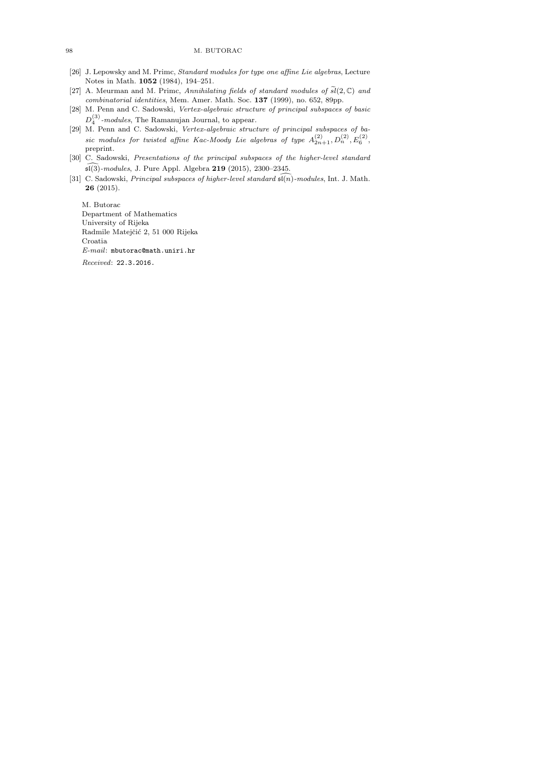[26] J. Lepowsky and M. Primc, *Standard modules for type one affine Lie algebras*, Lecture Notes in Math. **1052** (1984), 194–251.

[27] A. Meurman and M. Primc, *Annihilating fields of standard modules of $\widetilde{sl}(2, \mathbb{C})$ and combinatorial identities*, Mem. Amer. Math. Soc. **137** (1999), no. 652, 89pp.

[28] M. Penn and C. Sadowski, *Vertex-algebraic structure of principal subspaces of basic $D_4^{(3)}$-modules*, The Ramanujan Journal, to appear.

[29] M. Penn and C. Sadowski, *Vertex-algebraic structure of principal subspaces of basic modules for twisted affine Kac-Moody Lie algebras of type $A_{2n+1}^{(2)}, D_n^{(2)}, E_6^{(2)}$*, preprint.

[30] C. Sadowski, *Presentations of the principal subspaces of the higher-level standard $\widehat{\mathfrak{sl}(3)}$-modules*, J. Pure Appl. Algebra **219** (2015), 2300–2345.

[31] C. Sadowski, *Principal subspaces of higher-level standard $\widehat{\mathfrak{sl}(n)}$-modules*, Int. J. Math. **26** (2015).

M. Butorac
Department of Mathematics
University of Rijeka
Radmile Matejčić 2, 51 000 Rijeka
Croatia
*E-mail*: mbutorac@math.uniri.hr

*Received*: 22.3.2016.